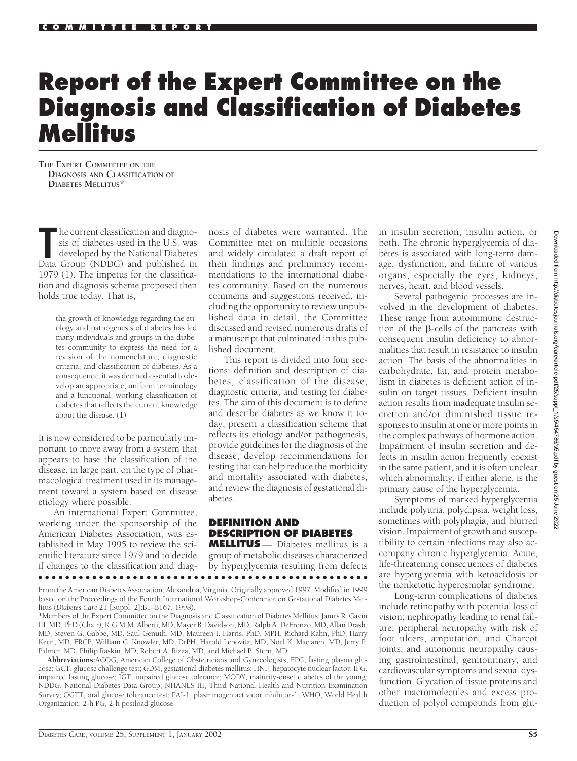# Report of the Expert Committee on the Diagnosis and Classification of Diabetes Mellitus

THE EXPERT COMMITTEE ON THE DIAGNOSIS AND CLASSIFICATION OF DIABETES MELLITUS*

The current classification and diagnosis of diabetes used in the U.S. was developed by the National Diabetes Data Group (NDDG) and published in 1979 (1). The impetus for the classification and diagnosis scheme proposed then holds true today. That is,

> the growth of knowledge regarding the etiology and pathogenesis of diabetes has led many individuals and groups in the diabetes community to express the need for a revision of the nomenclature, diagnostic criteria, and classification of diabetes. As a consequence, it was deemed essential to develop an appropriate, uniform terminology and a functional, working classification of diabetes that reflects the current knowledge about the disease. (1)

It is now considered to be particularly important to move away from a system that appears to base the classification of the disease, in large part, on the type of pharmacological treatment used in its management toward a system based on disease etiology where possible.

An international Expert Committee, working under the sponsorship of the American Diabetes Association, was established in May 1995 to review the scientific literature since 1979 and to decide if changes to the classification and diagnosis of diabetes were warranted. The Committee met on multiple occasions and widely circulated a draft report of their findings and preliminary recommendations to the international diabetes community. Based on the numerous comments and suggestions received, including the opportunity to review unpublished data in detail, the Committee discussed and revised numerous drafts of a manuscript that culminated in this published document.

This report is divided into four sections: definition and description of diabetes, classification of the disease, diagnostic criteria, and testing for diabetes. The aim of this document is to define and describe diabetes as we know it today, present a classification scheme that reflects its etiology and/or pathogenesis, provide guidelines for the diagnosis of the disease, develop recommendations for testing that can help reduce the morbidity and mortality associated with diabetes, and review the diagnosis of gestational diabetes.

## DEFINITION AND DESCRIPTION OF DIABETES MELLITUS

Diabetes mellitus is a group of metabolic diseases characterized by hyperglycemia resulting from defects in insulin secretion, insulin action, or both. The chronic hyperglycemia of diabetes is associated with long-term damage, dysfunction, and failure of various organs, especially the eyes, kidneys, nerves, heart, and blood vessels.

Several pathogenic processes are involved in the development of diabetes. These range from autoimmune destruction of the β-cells of the pancreas with consequent insulin deficiency to abnormalities that result in resistance to insulin action. The basis of the abnormalities in carbohydrate, fat, and protein metabolism in diabetes is deficient action of insulin on target tissues. Deficient insulin action results from inadequate insulin secretion and/or diminished tissue responses to insulin at one or more points in the complex pathways of hormone action. Impairment of insulin secretion and defects in insulin action frequently coexist in the same patient, and it is often unclear which abnormality, if either alone, is the primary cause of the hyperglycemia.

Symptoms of marked hyperglycemia include polyuria, polydipsia, weight loss, sometimes with polyphagia, and blurred vision. Impairment of growth and susceptibility to certain infections may also accompany chronic hyperglycemia. Acute, life-threatening consequences of diabetes are hyperglycemia with ketoacidosis or the nonketotic hyperosmolar syndrome.

Long-term complications of diabetes include retinopathy with potential loss of vision; nephropathy leading to renal failure; peripheral neuropathy with risk of foot ulcers, amputation, and Charcot joints; and autonomic neuropathy causing gastrointestinal, genitourinary, and cardiovascular symptoms and sexual dysfunction. Glycation of tissue proteins and other macromolecules and excess production of polyol compounds from glu-

---

From the American Diabetes Association, Alexandria, Virginia. Originally approved 1997. Modified in 1999 based on the Proceedings of the Fourth International Workshop-Conference on Gestational Diabetes Mellitus (*Diabetes Care* 21 [Suppl. 2]:B1–B167, 1998).

*Members of the Expert Committee on the Diagnosis and Classification of Diabetes Mellitus: James R. Gavin III, MD, PhD (Chair), K.G.M.M. Alberti, MD, Mayer B. Davidson, MD, Ralph A. DeFronzo, MD, Allan Drash, MD, Steven G. Gabbe, MD, Saul Genuth, MD, Maureen I. Harris, PhD, MPH, Richard Kahn, PhD, Harry Keen, MD, FRCP, William C. Knowler, MD, DrPH, Harold Lebovitz, MD, Noel K. Maclaren, MD, Jerry P. Palmer, MD, Philip Raskin, MD, Robert A. Rizza, MD, and Michael P. Stern, MD.

**Abbreviations:** ACOG, American College of Obstetricians and Gynecologists; FPG, fasting plasma glucose; GCT, glucose challenge test; GDM, gestational diabetes mellitus; HNF, hepatocyte nuclear factor; IFG, impaired fasting glucose; IGT, impaired glucose tolerance; MODY, maturity-onset diabetes of the young; NDDG, National Diabetes Data Group; NHANES III, Third National Health and Nutrition Examination Survey; OGTT, oral glucose tolerance test; PAI-1, plasminogen activator inhibitor-1; WHO, World Health Organization; 2-h PG, 2-h postload glucose.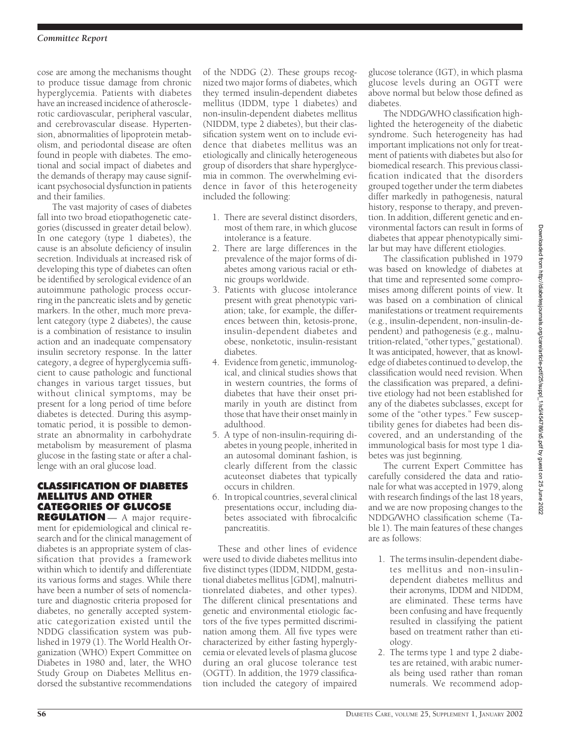cose are among the mechanisms thought to produce tissue damage from chronic hyperglycemia. Patients with diabetes have an increased incidence of atherosclerotic cardiovascular, peripheral vascular, and cerebrovascular disease. Hypertension, abnormalities of lipoprotein metabolism, and periodontal disease are often found in people with diabetes. The emotional and social impact of diabetes and the demands of therapy may cause significant psychosocial dysfunction in patients and their families.

The vast majority of cases of diabetes fall into two broad etiopathogenetic categories (discussed in greater detail below). In one category (type 1 diabetes), the cause is an absolute deficiency of insulin secretion. Individuals at increased risk of developing this type of diabetes can often be identified by serological evidence of an autoimmune pathologic process occurring in the pancreatic islets and by genetic markers. In the other, much more prevalent category (type 2 diabetes), the cause is a combination of resistance to insulin action and an inadequate compensatory insulin secretory response. In the latter category, a degree of hyperglycemia sufficient to cause pathologic and functional changes in various target tissues, but without clinical symptoms, may be present for a long period of time before diabetes is detected. During this asymptomatic period, it is possible to demonstrate an abnormality in carbohydrate metabolism by measurement of plasma glucose in the fasting state or after a challenge with an oral glucose load.

## CLASSIFICATION OF DIABETES MELLITUS AND OTHER CATEGORIES OF GLUCOSE REGULATION

**—** A major requirement for epidemiological and clinical research and for the clinical management of diabetes is an appropriate system of classification that provides a framework within which to identify and differentiate its various forms and stages. While there have been a number of sets of nomenclature and diagnostic criteria proposed for diabetes, no generally accepted systematic categorization existed until the NDDG classification system was published in 1979 (1). The World Health Organization (WHO) Expert Committee on Diabetes in 1980 and, later, the WHO Study Group on Diabetes Mellitus endorsed the substantive recommendations of the NDDG (2). These groups recognized two major forms of diabetes, which they termed insulin-dependent diabetes mellitus (IDDM, type 1 diabetes) and non-insulin-dependent diabetes mellitus (NIDDM, type 2 diabetes), but their classification system went on to include evidence that diabetes mellitus was an etiologically and clinically heterogeneous group of disorders that share hyperglycemia in common. The overwhelming evidence in favor of this heterogeneity included the following:

1. There are several distinct disorders, most of them rare, in which glucose intolerance is a feature.
2. There are large differences in the prevalence of the major forms of diabetes among various racial or ethnic groups worldwide.
3. Patients with glucose intolerance present with great phenotypic variation; take, for example, the differences between thin, ketosis-prone, insulin-dependent diabetes and obese, nonketotic, insulin-resistant diabetes.
4. Evidence from genetic, immunological, and clinical studies shows that in western countries, the forms of diabetes that have their onset primarily in youth are distinct from those that have their onset mainly in adulthood.
5. A type of non-insulin-requiring diabetes in young people, inherited in an autosomal dominant fashion, is clearly different from the classic acuteonset diabetes that typically occurs in children.
6. In tropical countries, several clinical presentations occur, including diabetes associated with fibrocalcific pancreatitis.

These and other lines of evidence were used to divide diabetes mellitus into five distinct types (IDDM, NIDDM, gestational diabetes mellitus [GDM], malnutritionrelated diabetes, and other types). The different clinical presentations and genetic and environmental etiologic factors of the five types permitted discrimination among them. All five types were characterized by either fasting hyperglycemia or elevated levels of plasma glucose during an oral glucose tolerance test (OGTT). In addition, the 1979 classification included the category of impaired glucose tolerance (IGT), in which plasma glucose levels during an OGTT were above normal but below those defined as diabetes.

The NDDG/WHO classification highlighted the heterogeneity of the diabetic syndrome. Such heterogeneity has had important implications not only for treatment of patients with diabetes but also for biomedical research. This previous classification indicated that the disorders grouped together under the term diabetes differ markedly in pathogenesis, natural history, response to therapy, and prevention. In addition, different genetic and environmental factors can result in forms of diabetes that appear phenotypically similar but may have different etiologies.

The classification published in 1979 was based on knowledge of diabetes at that time and represented some compromises among different points of view. It was based on a combination of clinical manifestations or treatment requirements (e.g., insulin-dependent, non-insulin-dependent) and pathogenesis (e.g., malnutrition-related, "other types," gestational). It was anticipated, however, that as knowledge of diabetes continued to develop, the classification would need revision. When the classification was prepared, a definitive etiology had not been established for any of the diabetes subclasses, except for some of the "other types." Few susceptibility genes for diabetes had been discovered, and an understanding of the immunological basis for most type 1 diabetes was just beginning.

The current Expert Committee has carefully considered the data and rationale for what was accepted in 1979, along with research findings of the last 18 years, and we are now proposing changes to the NDDG/WHO classification scheme (Table 1). The main features of these changes are as follows:

1. The terms insulin-dependent diabetes mellitus and non-insulin-dependent diabetes mellitus and their acronyms, IDDM and NIDDM, are eliminated. These terms have been confusing and have frequently resulted in classifying the patient based on treatment rather than etiology.
2. The terms type 1 and type 2 diabetes are retained, with arabic numerals being used rather than roman numerals. We recommend adop-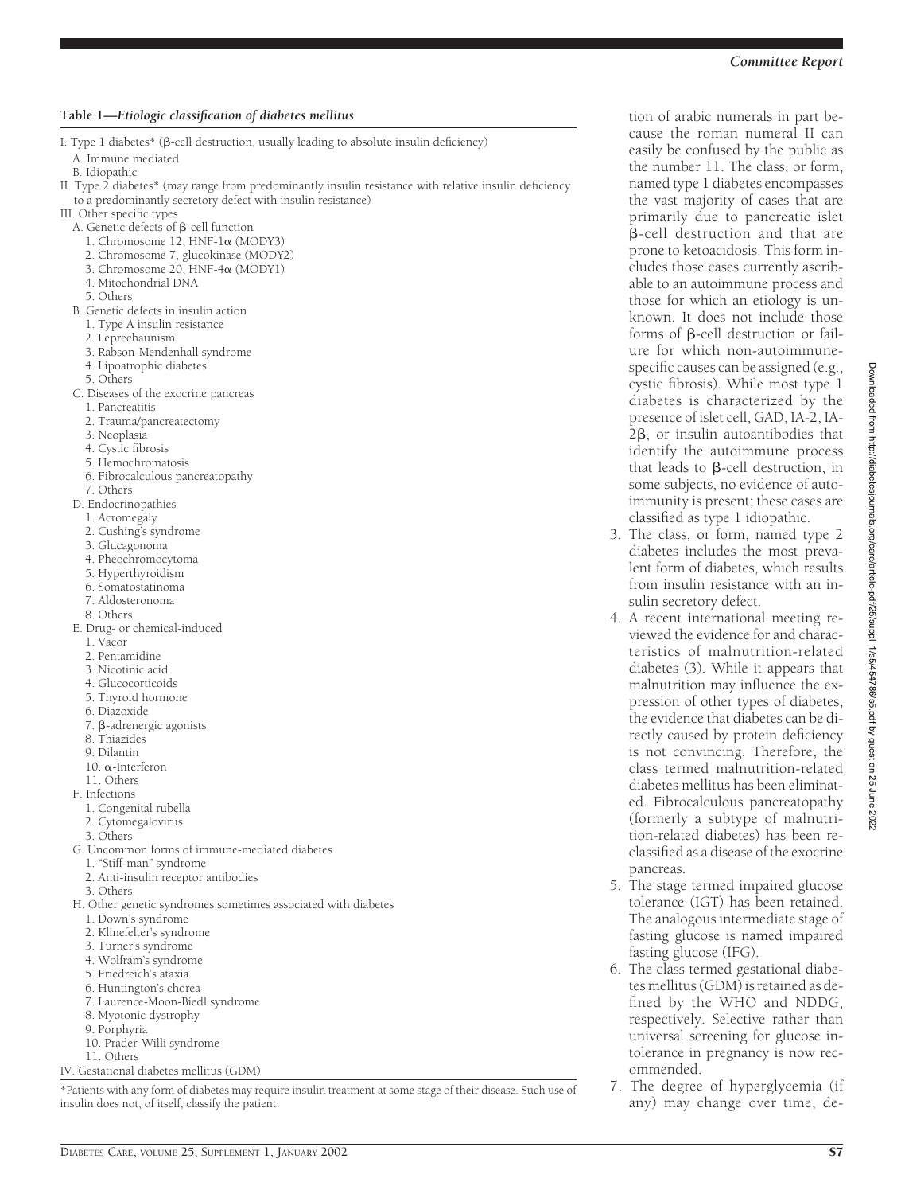**Table 1—*Etiologic classification of diabetes mellitus***

I. Type 1 diabetes* (β-cell destruction, usually leading to absolute insulin deficiency)
  A. Immune mediated
  B. Idiopathic
II. Type 2 diabetes* (may range from predominantly insulin resistance with relative insulin deficiency to a predominantly secretory defect with insulin resistance)
III. Other specific types
  A. Genetic defects of β-cell function
    1. Chromosome 12, HNF-1α (MODY3)
    2. Chromosome 7, glucokinase (MODY2)
    3. Chromosome 20, HNF-4α (MODY1)
    4. Mitochondrial DNA
    5. Others
  B. Genetic defects in insulin action
    1. Type A insulin resistance
    2. Leprechaunism
    3. Rabson-Mendenhall syndrome
    4. Lipoatrophic diabetes
    5. Others
  C. Diseases of the exocrine pancreas
    1. Pancreatitis
    2. Trauma/pancreatectomy
    3. Neoplasia
    4. Cystic fibrosis
    5. Hemochromatosis
    6. Fibrocalculous pancreatopathy
    7. Others
  D. Endocrinopathies
    1. Acromegaly
    2. Cushing's syndrome
    3. Glucagonoma
    4. Pheochromocytoma
    5. Hyperthyroidism
    6. Somatostatinoma
    7. Aldosteronoma
    8. Others
  E. Drug- or chemical-induced
    1. Vacor
    2. Pentamidine
    3. Nicotinic acid
    4. Glucocorticoids
    5. Thyroid hormone
    6. Diazoxide
    7. β-adrenergic agonists
    8. Thiazides
    9. Dilantin
    10. α-Interferon
    11. Others
  F. Infections
    1. Congenital rubella
    2. Cytomegalovirus
    3. Others
  G. Uncommon forms of immune-mediated diabetes
    1. "Stiff-man" syndrome
    2. Anti-insulin receptor antibodies
    3. Others
  H. Other genetic syndromes sometimes associated with diabetes
    1. Down's syndrome
    2. Klinefelter's syndrome
    3. Turner's syndrome
    4. Wolfram's syndrome
    5. Friedreich's ataxia
    6. Huntington's chorea
    7. Laurence-Moon-Biedl syndrome
    8. Myotonic dystrophy
    9. Porphyria
    10. Prader-Willi syndrome
    11. Others
IV. Gestational diabetes mellitus (GDM)

*Patients with any form of diabetes may require insulin treatment at some stage of their disease. Such use of insulin does not, of itself, classify the patient.

tion of arabic numerals in part because the roman numeral II can easily be confused by the public as the number 11. The class, or form, named type 1 diabetes encompasses the vast majority of cases that are primarily due to pancreatic islet β-cell destruction and that are prone to ketoacidosis. This form includes those cases currently ascribable to an autoimmune process and those for which an etiology is unknown. It does not include those forms of β-cell destruction or failure for which non-autoimmune-specific causes can be assigned (e.g., cystic fibrosis). While most type 1 diabetes is characterized by the presence of islet cell, GAD, IA-2, IA-2β, or insulin autoantibodies that identify the autoimmune process that leads to β-cell destruction, in some subjects, no evidence of autoimmunity is present; these cases are classified as type 1 idiopathic.

3. The class, or form, named type 2 diabetes includes the most prevalent form of diabetes, which results from insulin resistance with an insulin secretory defect.
4. A recent international meeting reviewed the evidence for and characteristics of malnutrition-related diabetes (3). While it appears that malnutrition may influence the expression of other types of diabetes, the evidence that diabetes can be directly caused by protein deficiency is not convincing. Therefore, the class termed malnutrition-related diabetes mellitus has been eliminated. Fibrocalculous pancreatopathy (formerly a subtype of malnutrition-related diabetes) has been reclassified as a disease of the exocrine pancreas.
5. The stage termed impaired glucose tolerance (IGT) has been retained. The analogous intermediate stage of fasting glucose is named impaired fasting glucose (IFG).
6. The class termed gestational diabetes mellitus (GDM) is retained as defined by the WHO and NDDG, respectively. Selective rather than universal screening for glucose intolerance in pregnancy is now recommended.
7. The degree of hyperglycemia (if any) may change over time, de-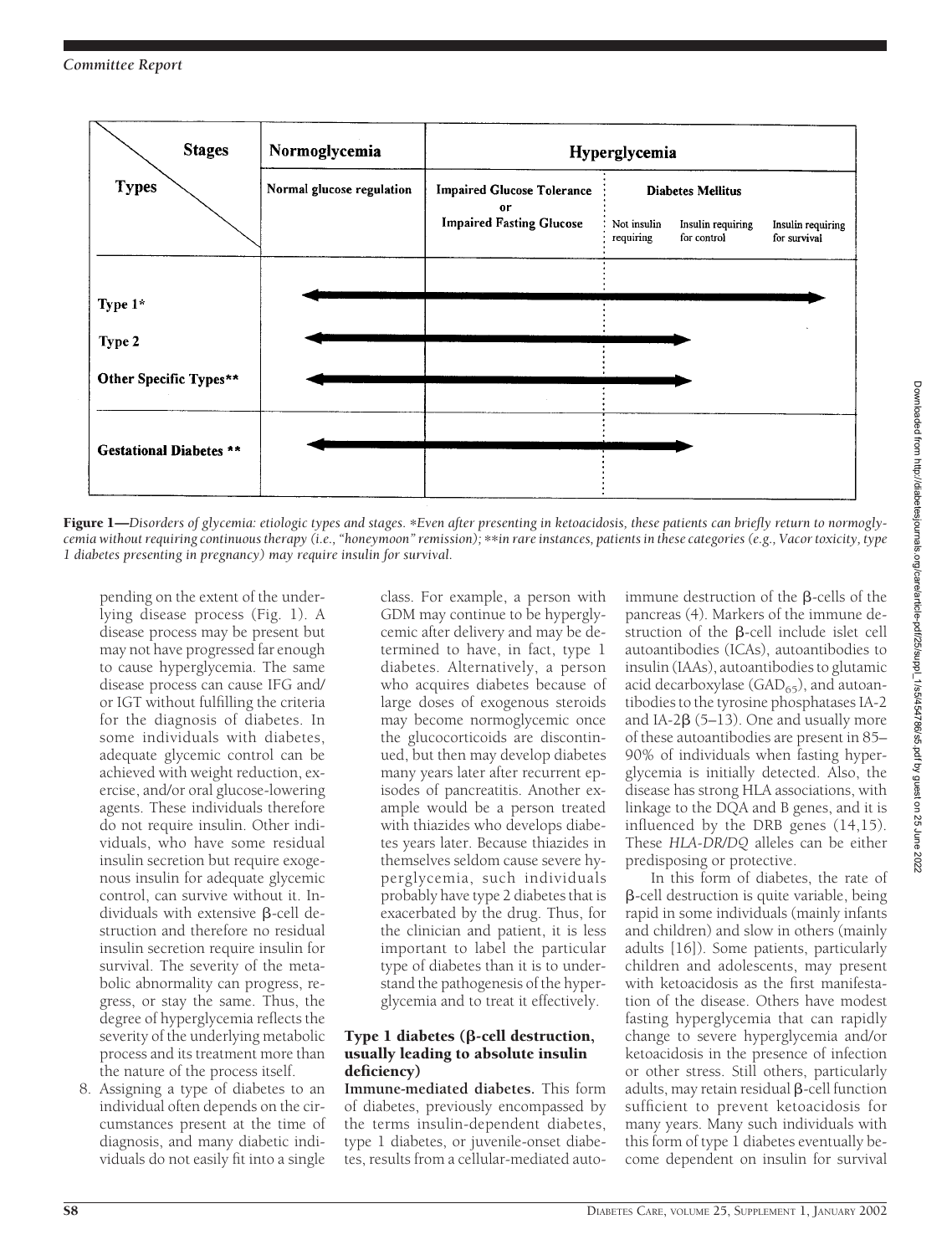| Stages / Types | Normoglycemia | Hyperglycemia | | | |
|---|---|---|---|---|---|
| | Normal glucose regulation | Impaired Glucose Tolerance or Impaired Fasting Glucose | Diabetes Mellitus | | |
| | | | Not insulin requiring | Insulin requiring for control | Insulin requiring for survival |
| Type 1* | ← | | | | → |
| Type 2 | ← | | | → | |
| Other Specific Types** | ← | | | → | |
| Gestational Diabetes ** | ← | | | → | |

**Figure 1**—*Disorders of glycemia: etiologic types and stages. *Even after presenting in ketoacidosis, these patients can briefly return to normoglycemia without requiring continuous therapy (i.e., "honeymoon" remission); **in rare instances, patients in these categories (e.g., Vacor toxicity, type 1 diabetes presenting in pregnancy) may require insulin for survival.*

pending on the extent of the underlying disease process (Fig. 1). A disease process may be present but may not have progressed far enough to cause hyperglycemia. The same disease process can cause IFG and/or IGT without fulfilling the criteria for the diagnosis of diabetes. In some individuals with diabetes, adequate glycemic control can be achieved with weight reduction, exercise, and/or oral glucose-lowering agents. These individuals therefore do not require insulin. Other individuals, who have some residual insulin secretion but require exogenous insulin for adequate glycemic control, can survive without it. Individuals with extensive β-cell destruction and therefore no residual insulin secretion require insulin for survival. The severity of the metabolic abnormality can progress, regress, or stay the same. Thus, the degree of hyperglycemia reflects the severity of the underlying metabolic process and its treatment more than the nature of the process itself.

8. Assigning a type of diabetes to an individual often depends on the circumstances present at the time of diagnosis, and many diabetic individuals do not easily fit into a single class. For example, a person with GDM may continue to be hyperglycemic after delivery and may be determined to have, in fact, type 1 diabetes. Alternatively, a person who acquires diabetes because of large doses of exogenous steroids may become normoglycemic once the glucocorticoids are discontinued, but then may develop diabetes many years later after recurrent episodes of pancreatitis. Another example would be a person treated with thiazides who develops diabetes years later. Because thiazides in themselves seldom cause severe hyperglycemia, such individuals probably have type 2 diabetes that is exacerbated by the drug. Thus, for the clinician and patient, it is less important to label the particular type of diabetes than it is to understand the pathogenesis of the hyperglycemia and to treat it effectively.

### Type 1 diabetes (β-cell destruction, usually leading to absolute insulin deficiency)

**Immune-mediated diabetes.** This form of diabetes, previously encompassed by the terms insulin-dependent diabetes, type 1 diabetes, or juvenile-onset diabetes, results from a cellular-mediated autoimmune destruction of the β-cells of the pancreas (4). Markers of the immune destruction of the β-cell include islet cell autoantibodies (ICAs), autoantibodies to insulin (IAAs), autoantibodies to glutamic acid decarboxylase ($GAD_{65}$), and autoantibodies to the tyrosine phosphatases IA-2 and IA-2β (5–13). One and usually more of these autoantibodies are present in 85–90% of individuals when fasting hyperglycemia is initially detected. Also, the disease has strong HLA associations, with linkage to the DQA and B genes, and it is influenced by the DRB genes (14,15). These *HLA-DR/DQ* alleles can be either predisposing or protective.

In this form of diabetes, the rate of β-cell destruction is quite variable, being rapid in some individuals (mainly infants and children) and slow in others (mainly adults [16]). Some patients, particularly children and adolescents, may present with ketoacidosis as the first manifestation of the disease. Others have modest fasting hyperglycemia that can rapidly change to severe hyperglycemia and/or ketoacidosis in the presence of infection or other stress. Still others, particularly adults, may retain residual β-cell function sufficient to prevent ketoacidosis for many years. Many such individuals with this form of type 1 diabetes eventually become dependent on insulin for survival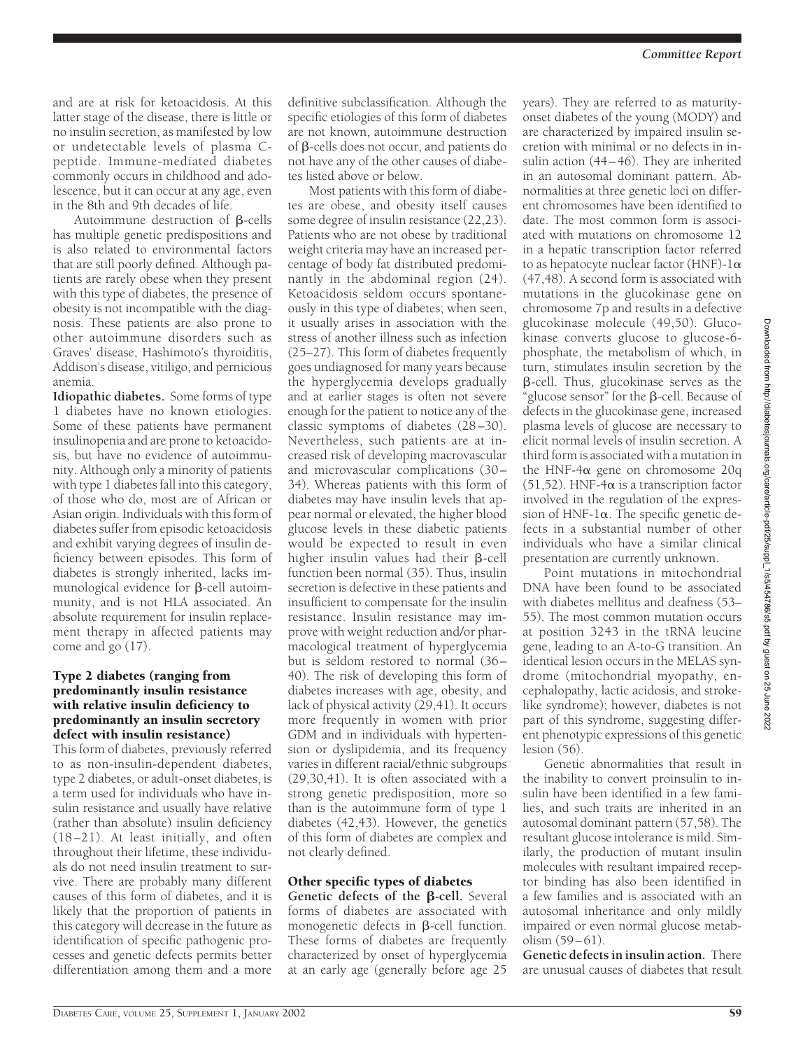and are at risk for ketoacidosis. At this latter stage of the disease, there is little or no insulin secretion, as manifested by low or undetectable levels of plasma C-peptide. Immune-mediated diabetes commonly occurs in childhood and adolescence, but it can occur at any age, even in the 8th and 9th decades of life.

Autoimmune destruction of β-cells has multiple genetic predispositions and is also related to environmental factors that are still poorly defined. Although patients are rarely obese when they present with this type of diabetes, the presence of obesity is not incompatible with the diagnosis. These patients are also prone to other autoimmune disorders such as Graves' disease, Hashimoto's thyroiditis, Addison's disease, vitiligo, and pernicious anemia.

**Idiopathic diabetes.** Some forms of type 1 diabetes have no known etiologies. Some of these patients have permanent insulinopenia and are prone to ketoacidosis, but have no evidence of autoimmunity. Although only a minority of patients with type 1 diabetes fall into this category, of those who do, most are of African or Asian origin. Individuals with this form of diabetes suffer from episodic ketoacidosis and exhibit varying degrees of insulin deficiency between episodes. This form of diabetes is strongly inherited, lacks immunological evidence for β-cell autoimmunity, and is not HLA associated. An absolute requirement for insulin replacement therapy in affected patients may come and go (17).

### Type 2 diabetes (ranging from predominantly insulin resistance with relative insulin deficiency to predominantly an insulin secretory defect with insulin resistance)

This form of diabetes, previously referred to as non-insulin-dependent diabetes, type 2 diabetes, or adult-onset diabetes, is a term used for individuals who have insulin resistance and usually have relative (rather than absolute) insulin deficiency (18–21). At least initially, and often throughout their lifetime, these individuals do not need insulin treatment to survive. There are probably many different causes of this form of diabetes, and it is likely that the proportion of patients in this category will decrease in the future as identification of specific pathogenic processes and genetic defects permits better differentiation among them and a more definitive subclassification. Although the specific etiologies of this form of diabetes are not known, autoimmune destruction of β-cells does not occur, and patients do not have any of the other causes of diabetes listed above or below.

Most patients with this form of diabetes are obese, and obesity itself causes some degree of insulin resistance (22,23). Patients who are not obese by traditional weight criteria may have an increased percentage of body fat distributed predominantly in the abdominal region (24). Ketoacidosis seldom occurs spontaneously in this type of diabetes; when seen, it usually arises in association with the stress of another illness such as infection (25–27). This form of diabetes frequently goes undiagnosed for many years because the hyperglycemia develops gradually and at earlier stages is often not severe enough for the patient to notice any of the classic symptoms of diabetes (28–30). Nevertheless, such patients are at increased risk of developing macrovascular and microvascular complications (30–34). Whereas patients with this form of diabetes may have insulin levels that appear normal or elevated, the higher blood glucose levels in these diabetic patients would be expected to result in even higher insulin values had their β-cell function been normal (35). Thus, insulin secretion is defective in these patients and insufficient to compensate for the insulin resistance. Insulin resistance may improve with weight reduction and/or pharmacological treatment of hyperglycemia but is seldom restored to normal (36–40). The risk of developing this form of diabetes increases with age, obesity, and lack of physical activity (29,41). It occurs more frequently in women with prior GDM and in individuals with hypertension or dyslipidemia, and its frequency varies in different racial/ethnic subgroups (29,30,41). It is often associated with a strong genetic predisposition, more so than is the autoimmune form of type 1 diabetes (42,43). However, the genetics of this form of diabetes are complex and not clearly defined.

### Other specific types of diabetes

**Genetic defects of the β-cell.** Several forms of diabetes are associated with monogenetic defects in β-cell function. These forms of diabetes are frequently characterized by onset of hyperglycemia at an early age (generally before age 25 years). They are referred to as maturity-onset diabetes of the young (MODY) and are characterized by impaired insulin secretion with minimal or no defects in insulin action (44–46). They are inherited in an autosomal dominant pattern. Abnormalities at three genetic loci on different chromosomes have been identified to date. The most common form is associated with mutations on chromosome 12 in a hepatic transcription factor referred to as hepatocyte nuclear factor (HNF)-1α (47,48). A second form is associated with mutations in the glucokinase gene on chromosome 7p and results in a defective glucokinase molecule (49,50). Glucokinase converts glucose to glucose-6-phosphate, the metabolism of which, in turn, stimulates insulin secretion by the β-cell. Thus, glucokinase serves as the "glucose sensor" for the β-cell. Because of defects in the glucokinase gene, increased plasma levels of glucose are necessary to elicit normal levels of insulin secretion. A third form is associated with a mutation in the HNF-4α gene on chromosome 20q (51,52). HNF-4α is a transcription factor involved in the regulation of the expression of HNF-1α. The specific genetic defects in a substantial number of other individuals who have a similar clinical presentation are currently unknown.

Point mutations in mitochondrial DNA have been found to be associated with diabetes mellitus and deafness (53–55). The most common mutation occurs at position 3243 in the tRNA leucine gene, leading to an A-to-G transition. An identical lesion occurs in the MELAS syndrome (mitochondrial myopathy, encephalopathy, lactic acidosis, and stroke-like syndrome); however, diabetes is not part of this syndrome, suggesting different phenotypic expressions of this genetic lesion (56).

Genetic abnormalities that result in the inability to convert proinsulin to insulin have been identified in a few families, and such traits are inherited in an autosomal dominant pattern (57,58). The resultant glucose intolerance is mild. Similarly, the production of mutant insulin molecules with resultant impaired receptor binding has also been identified in a few families and is associated with an autosomal inheritance and only mildly impaired or even normal glucose metabolism (59–61).

**Genetic defects in insulin action.** There are unusual causes of diabetes that result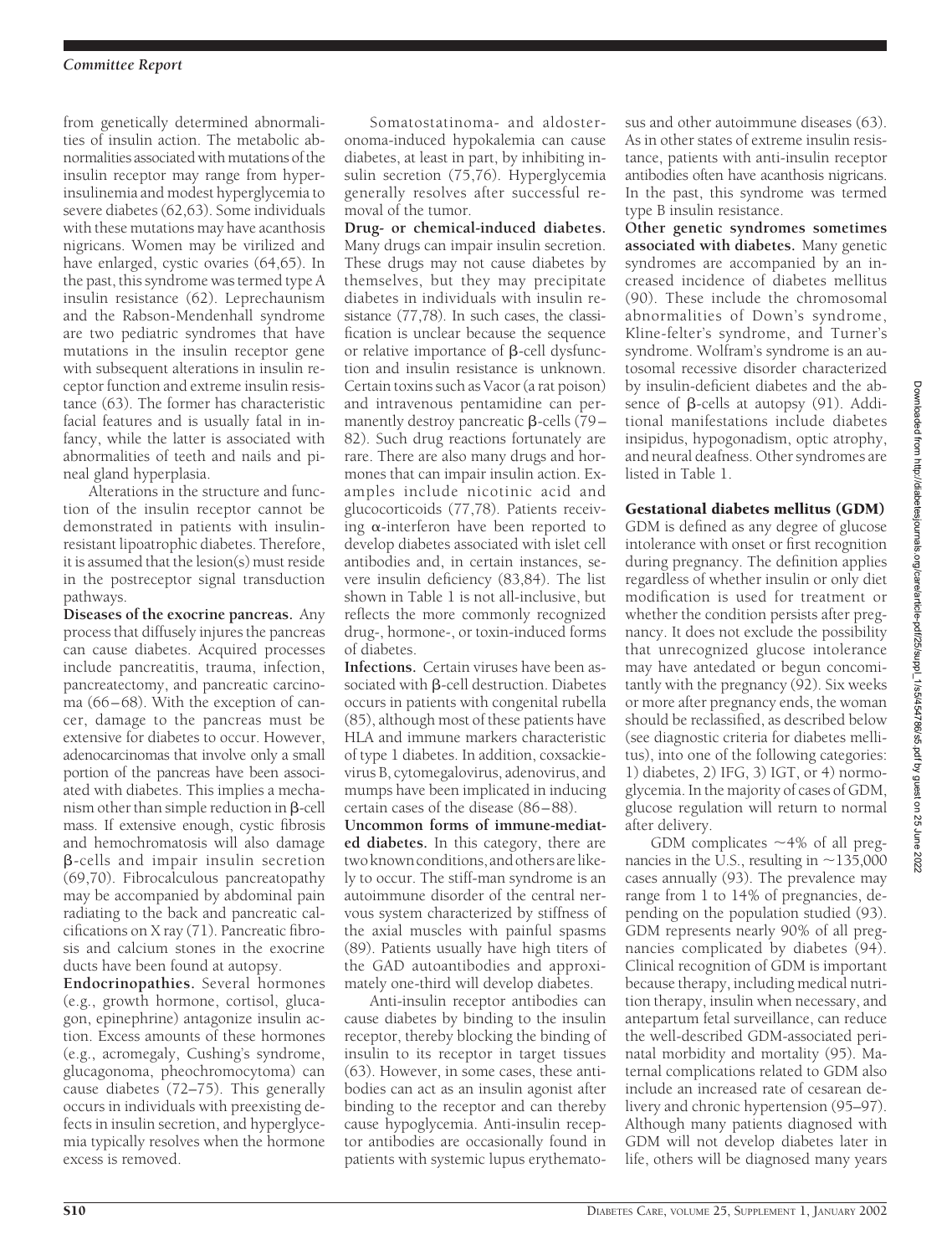from genetically determined abnormalities of insulin action. The metabolic abnormalities associated with mutations of the insulin receptor may range from hyperinsulinemia and modest hyperglycemia to severe diabetes (62,63). Some individuals with these mutations may have acanthosis nigricans. Women may be virilized and have enlarged, cystic ovaries (64,65). In the past, this syndrome was termed type A insulin resistance (62). Leprechaunism and the Rabson-Mendenhall syndrome are two pediatric syndromes that have mutations in the insulin receptor gene with subsequent alterations in insulin receptor function and extreme insulin resistance (63). The former has characteristic facial features and is usually fatal in infancy, while the latter is associated with abnormalities of teeth and nails and pineal gland hyperplasia.

Alterations in the structure and function of the insulin receptor cannot be demonstrated in patients with insulin-resistant lipoatrophic diabetes. Therefore, it is assumed that the lesion(s) must reside in the postreceptor signal transduction pathways.

**Diseases of the exocrine pancreas.** Any process that diffusely injures the pancreas can cause diabetes. Acquired processes include pancreatitis, trauma, infection, pancreatectomy, and pancreatic carcinoma (66–68). With the exception of cancer, damage to the pancreas must be extensive for diabetes to occur. However, adenocarcinomas that involve only a small portion of the pancreas have been associated with diabetes. This implies a mechanism other than simple reduction in β-cell mass. If extensive enough, cystic fibrosis and hemochromatosis will also damage β-cells and impair insulin secretion (69,70). Fibrocalculous pancreatopathy may be accompanied by abdominal pain radiating to the back and pancreatic calcifications on X ray (71). Pancreatic fibrosis and calcium stones in the exocrine ducts have been found at autopsy.

**Endocrinopathies.** Several hormones (e.g., growth hormone, cortisol, glucagon, epinephrine) antagonize insulin action. Excess amounts of these hormones (e.g., acromegaly, Cushing's syndrome, glucagonoma, pheochromocytoma) can cause diabetes (72–75). This generally occurs in individuals with preexisting defects in insulin secretion, and hyperglycemia typically resolves when the hormone excess is removed.

Somatostatinoma- and aldosteronoma-induced hypokalemia can cause diabetes, at least in part, by inhibiting insulin secretion (75,76). Hyperglycemia generally resolves after successful removal of the tumor.

**Drug- or chemical-induced diabetes.** Many drugs can impair insulin secretion. These drugs may not cause diabetes by themselves, but they may precipitate diabetes in individuals with insulin resistance (77,78). In such cases, the classification is unclear because the sequence or relative importance of β-cell dysfunction and insulin resistance is unknown. Certain toxins such as Vacor (a rat poison) and intravenous pentamidine can permanently destroy pancreatic β-cells (79–82). Such drug reactions fortunately are rare. There are also many drugs and hormones that can impair insulin action. Examples include nicotinic acid and glucocorticoids (77,78). Patients receiving α-interferon have been reported to develop diabetes associated with islet cell antibodies and, in certain instances, severe insulin deficiency (83,84). The list shown in Table 1 is not all-inclusive, but reflects the more commonly recognized drug-, hormone-, or toxin-induced forms of diabetes.

**Infections.** Certain viruses have been associated with β-cell destruction. Diabetes occurs in patients with congenital rubella (85), although most of these patients have HLA and immune markers characteristic of type 1 diabetes. In addition, coxsackievirus B, cytomegalovirus, adenovirus, and mumps have been implicated in inducing certain cases of the disease (86–88).

**Uncommon forms of immune-mediated diabetes.** In this category, there are two known conditions, and others are likely to occur. The stiff-man syndrome is an autoimmune disorder of the central nervous system characterized by stiffness of the axial muscles with painful spasms (89). Patients usually have high titers of the GAD autoantibodies and approximately one-third will develop diabetes.

Anti-insulin receptor antibodies can cause diabetes by binding to the insulin receptor, thereby blocking the binding of insulin to its receptor in target tissues (63). However, in some cases, these antibodies can act as an insulin agonist after binding to the receptor and can thereby cause hypoglycemia. Anti-insulin receptor antibodies are occasionally found in patients with systemic lupus erythematosus and other autoimmune diseases (63). As in other states of extreme insulin resistance, patients with anti-insulin receptor antibodies often have acanthosis nigricans. In the past, this syndrome was termed type B insulin resistance.

**Other genetic syndromes sometimes associated with diabetes.** Many genetic syndromes are accompanied by an increased incidence of diabetes mellitus (90). These include the chromosomal abnormalities of Down's syndrome, Kline-felter's syndrome, and Turner's syndrome. Wolfram's syndrome is an autosomal recessive disorder characterized by insulin-deficient diabetes and the absence of β-cells at autopsy (91). Additional manifestations include diabetes insipidus, hypogonadism, optic atrophy, and neural deafness. Other syndromes are listed in Table 1.

## Gestational diabetes mellitus (GDM)

GDM is defined as any degree of glucose intolerance with onset or first recognition during pregnancy. The definition applies regardless of whether insulin or only diet modification is used for treatment or whether the condition persists after pregnancy. It does not exclude the possibility that unrecognized glucose intolerance may have antedated or begun concomitantly with the pregnancy (92). Six weeks or more after pregnancy ends, the woman should be reclassified, as described below (see diagnostic criteria for diabetes mellitus), into one of the following categories: 1) diabetes, 2) IFG, 3) IGT, or 4) normoglycemia. In the majority of cases of GDM, glucose regulation will return to normal after delivery.

GDM complicates ~4% of all pregnancies in the U.S., resulting in ~135,000 cases annually (93). The prevalence may range from 1 to 14% of pregnancies, depending on the population studied (93). GDM represents nearly 90% of all pregnancies complicated by diabetes (94). Clinical recognition of GDM is important because therapy, including medical nutrition therapy, insulin when necessary, and antepartum fetal surveillance, can reduce the well-described GDM-associated perinatal morbidity and mortality (95). Maternal complications related to GDM also include an increased rate of cesarean delivery and chronic hypertension (95–97). Although many patients diagnosed with GDM will not develop diabetes later in life, others will be diagnosed many years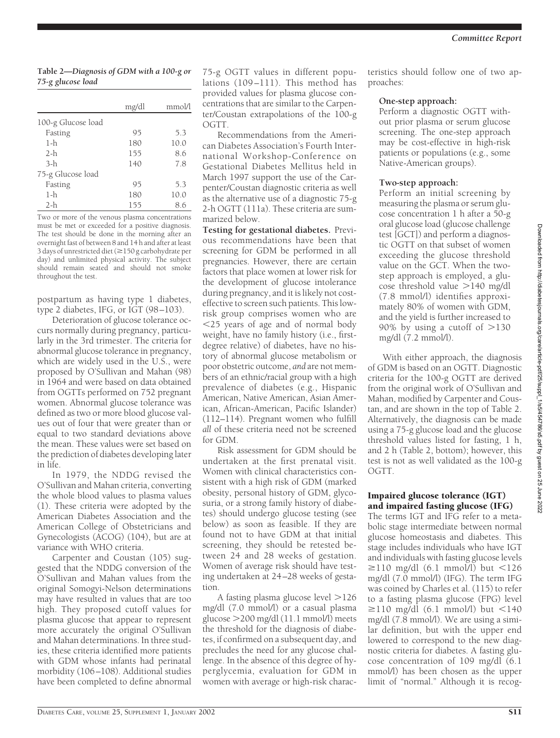**Table 2—Diagnosis of GDM with a 100-g or 75-g glucose load**

| | mg/dl | mmol/l |
|---|---|---|
| 100-g Glucose load | | |
| Fasting | 95 | 5.3 |
| 1-h | 180 | 10.0 |
| 2-h | 155 | 8.6 |
| 3-h | 140 | 7.8 |
| 75-g Glucose load | | |
| Fasting | 95 | 5.3 |
| 1-h | 180 | 10.0 |
| 2-h | 155 | 8.6 |

Two or more of the venous plasma concentrations must be met or exceeded for a positive diagnosis. The test should be done in the morning after an overnight fast of between 8 and 14 h and after at least 3 days of unrestricted diet (≥150 g carbohydrate per day) and unlimited physical activity. The subject should remain seated and should not smoke throughout the test.

postpartum as having type 1 diabetes, type 2 diabetes, IFG, or IGT (98–103).

Deterioration of glucose tolerance occurs normally during pregnancy, particularly in the 3rd trimester. The criteria for abnormal glucose tolerance in pregnancy, which are widely used in the U.S., were proposed by O'Sullivan and Mahan (98) in 1964 and were based on data obtained from OGTTs performed on 752 pregnant women. Abnormal glucose tolerance was defined as two or more blood glucose values out of four that were greater than or equal to two standard deviations above the mean. These values were set based on the prediction of diabetes developing later in life.

In 1979, the NDDG revised the O'Sullivan and Mahan criteria, converting the whole blood values to plasma values (1). These criteria were adopted by the American Diabetes Association and the American College of Obstetricians and Gynecologists (ACOG) (104), but are at variance with WHO criteria.

Carpenter and Coustan (105) suggested that the NDDG conversion of the O'Sullivan and Mahan values from the original Somogyi-Nelson determinations may have resulted in values that are too high. They proposed cutoff values for plasma glucose that appear to represent more accurately the original O'Sullivan and Mahan determinations. In three studies, these criteria identified more patients with GDM whose infants had perinatal morbidity (106–108). Additional studies have been completed to define abnormal 75-g OGTT values in different populations (109–111). This method has provided values for plasma glucose concentrations that are similar to the Carpenter/Coustan extrapolations of the 100-g OGTT.

Recommendations from the American Diabetes Association's Fourth International Workshop-Conference on Gestational Diabetes Mellitus held in March 1997 support the use of the Carpenter/Coustan diagnostic criteria as well as the alternative use of a diagnostic 75-g 2-h OGTT (111a). These criteria are summarized below.

**Testing for gestational diabetes.** Previous recommendations have been that screening for GDM be performed in all pregnancies. However, there are certain factors that place women at lower risk for the development of glucose intolerance during pregnancy, and it is likely not cost-effective to screen such patients. This low-risk group comprises women who are <25 years of age and of normal body weight, have no family history (i.e., first-degree relative) of diabetes, have no history of abnormal glucose metabolism or poor obstetric outcome, *and* are not members of an ethnic/racial group with a high prevalence of diabetes (e.g., Hispanic American, Native American, Asian American, African-American, Pacific Islander) (112–114). Pregnant women who fulfill *all* of these criteria need not be screened for GDM.

Risk assessment for GDM should be undertaken at the first prenatal visit. Women with clinical characteristics consistent with a high risk of GDM (marked obesity, personal history of GDM, glycosuria, or a strong family history of diabetes) should undergo glucose testing (see below) as soon as feasible. If they are found not to have GDM at that initial screening, they should be retested between 24 and 28 weeks of gestation. Women of average risk should have testing undertaken at 24–28 weeks of gestation.

A fasting plasma glucose level >126 mg/dl (7.0 mmol/l) or a casual plasma glucose >200 mg/dl (11.1 mmol/l) meets the threshold for the diagnosis of diabetes, if confirmed on a subsequent day, and precludes the need for any glucose challenge. In the absence of this degree of hyperglycemia, evaluation for GDM in women with average or high-risk characteristics should follow one of two approaches:

**One-step approach:**

Perform a diagnostic OGTT without prior plasma or serum glucose screening. The one-step approach may be cost-effective in high-risk patients or populations (e.g., some Native-American groups).

**Two-step approach:**

Perform an initial screening by measuring the plasma or serum glucose concentration 1 h after a 50-g oral glucose load (glucose challenge test [GCT]) and perform a diagnostic OGTT on that subset of women exceeding the glucose threshold value on the GCT. When the two-step approach is employed, a glucose threshold value >140 mg/dl (7.8 mmol/l) identifies approximately 80% of women with GDM, and the yield is further increased to 90% by using a cutoff of >130 mg/dl (7.2 mmol/l).

With either approach, the diagnosis of GDM is based on an OGTT. Diagnostic criteria for the 100-g OGTT are derived from the original work of O'Sullivan and Mahan, modified by Carpenter and Coustan, and are shown in the top of Table 2. Alternatively, the diagnosis can be made using a 75-g glucose load and the glucose threshold values listed for fasting, 1 h, and 2 h (Table 2, bottom); however, this test is not as well validated as the 100-g OGTT.

## Impaired glucose tolerance (IGT) and impaired fasting glucose (IFG)

The terms IGT and IFG refer to a metabolic stage intermediate between normal glucose homeostasis and diabetes. This stage includes individuals who have IGT and individuals with fasting glucose levels ≥110 mg/dl (6.1 mmol/l) but <126 mg/dl (7.0 mmol/l) (IFG). The term IFG was coined by Charles et al. (115) to refer to a fasting plasma glucose (FPG) level ≥110 mg/dl (6.1 mmol/l) but <140 mg/dl (7.8 mmol/l). We are using a similar definition, but with the upper end lowered to correspond to the new diagnostic criteria for diabetes. A fasting glucose concentration of 109 mg/dl (6.1 mmol/l) has been chosen as the upper limit of "normal." Although it is recog-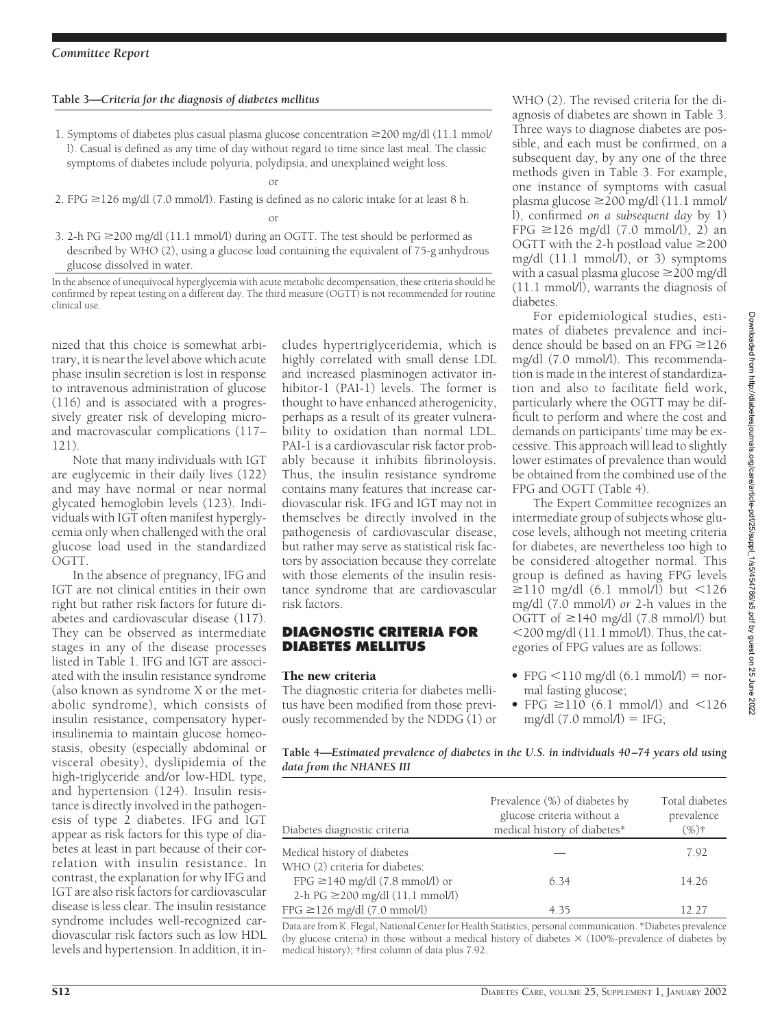**Table 3—Criteria for the diagnosis of diabetes mellitus**

1. Symptoms of diabetes plus casual plasma glucose concentration ≥200 mg/dl (11.1 mmol/l). Casual is defined as any time of day without regard to time since last meal. The classic symptoms of diabetes include polyuria, polydipsia, and unexplained weight loss.

or

2. FPG ≥126 mg/dl (7.0 mmol/l). Fasting is defined as no caloric intake for at least 8 h.

or

3. 2-h PG ≥200 mg/dl (11.1 mmol/l) during an OGTT. The test should be performed as described by WHO (2), using a glucose load containing the equivalent of 75-g anhydrous glucose dissolved in water.

In the absence of unequivocal hyperglycemia with acute metabolic decompensation, these criteria should be confirmed by repeat testing on a different day. The third measure (OGTT) is not recommended for routine clinical use.

nized that this choice is somewhat arbitrary, it is near the level above which acute phase insulin secretion is lost in response to intravenous administration of glucose (116) and is associated with a progressively greater risk of developing micro- and macrovascular complications (117–121).

Note that many individuals with IGT are euglycemic in their daily lives (122) and may have normal or near normal glycated hemoglobin levels (123). Individuals with IGT often manifest hyperglycemia only when challenged with the oral glucose load used in the standardized OGTT.

In the absence of pregnancy, IFG and IGT are not clinical entities in their own right but rather risk factors for future diabetes and cardiovascular disease (117). They can be observed as intermediate stages in any of the disease processes listed in Table 1. IFG and IGT are associated with the insulin resistance syndrome (also known as syndrome X or the metabolic syndrome), which consists of insulin resistance, compensatory hyperinsulinemia to maintain glucose homeostasis, obesity (especially abdominal or visceral obesity), dyslipidemia of the high-triglyceride and/or low-HDL type, and hypertension (124). Insulin resistance is directly involved in the pathogenesis of type 2 diabetes. IFG and IGT appear as risk factors for this type of diabetes at least in part because of their correlation with insulin resistance. In contrast, the explanation for why IFG and IGT are also risk factors for cardiovascular disease is less clear. The insulin resistance syndrome includes well-recognized cardiovascular risk factors such as low HDL levels and hypertension. In addition, it includes hypertriglyceridemia, which is highly correlated with small dense LDL and increased plasminogen activator inhibitor-1 (PAI-1) levels. The former is thought to have enhanced atherogenicity, perhaps as a result of its greater vulnerability to oxidation than normal LDL. PAI-1 is a cardiovascular risk factor probably because it inhibits fibrinoloysis. Thus, the insulin resistance syndrome contains many features that increase cardiovascular risk. IFG and IGT may not in themselves be directly involved in the pathogenesis of cardiovascular disease, but rather may serve as statistical risk factors by association because they correlate with those elements of the insulin resistance syndrome that are cardiovascular risk factors.

## DIAGNOSTIC CRITERIA FOR DIABETES MELLITUS

### The new criteria

The diagnostic criteria for diabetes mellitus have been modified from those previously recommended by the NDDG (1) or WHO (2). The revised criteria for the diagnosis of diabetes are shown in Table 3. Three ways to diagnose diabetes are possible, and each must be confirmed, on a subsequent day, by any one of the three methods given in Table 3. For example, one instance of symptoms with casual plasma glucose ≥200 mg/dl (11.1 mmol/l), confirmed *on a subsequent day* by 1) FPG ≥126 mg/dl (7.0 mmol/l), 2) an OGTT with the 2-h postload value ≥200 mg/dl (11.1 mmol/l), or 3) symptoms with a casual plasma glucose ≥200 mg/dl (11.1 mmol/l), warrants the diagnosis of diabetes.

For epidemiological studies, estimates of diabetes prevalence and incidence should be based on an FPG ≥126 mg/dl (7.0 mmol/l). This recommendation is made in the interest of standardization and also to facilitate field work, particularly where the OGTT may be difficult to perform and where the cost and demands on participants' time may be excessive. This approach will lead to slightly lower estimates of prevalence than would be obtained from the combined use of the FPG and OGTT (Table 4).

The Expert Committee recognizes an intermediate group of subjects whose glucose levels, although not meeting criteria for diabetes, are nevertheless too high to be considered altogether normal. This group is defined as having FPG levels ≥110 mg/dl (6.1 mmol/l) but <126 mg/dl (7.0 mmol/l) *or* 2-h values in the OGTT of ≥140 mg/dl (7.8 mmol/l) but <200 mg/dl (11.1 mmol/l). Thus, the categories of FPG values are as follows:

- FPG <110 mg/dl (6.1 mmol/l) = normal fasting glucose;
- FPG ≥110 (6.1 mmol/l) and <126 mg/dl (7.0 mmol/l) = IFG;

**Table 4—Estimated prevalence of diabetes in the U.S. in individuals 40–74 years old using data from the NHANES III**

| Diabetes diagnostic criteria | Prevalence (%) of diabetes by glucose criteria without a medical history of diabetes* | Total diabetes prevalence (%)† |
|---|---|---|
| Medical history of diabetes | — | 7.92 |
| WHO (2) criteria for diabetes: FPG ≥140 mg/dl (7.8 mmol/l) or 2-h PG ≥200 mg/dl (11.1 mmol/l) | 6.34 | 14.26 |
| FPG ≥126 mg/dl (7.0 mmol/l) | 4.35 | 12.27 |

Data are from K. Flegal, National Center for Health Statistics, personal communication. *Diabetes prevalence (by glucose criteria) in those without a medical history of diabetes × (100%-prevalence of diabetes by medical history); †first column of data plus 7.92.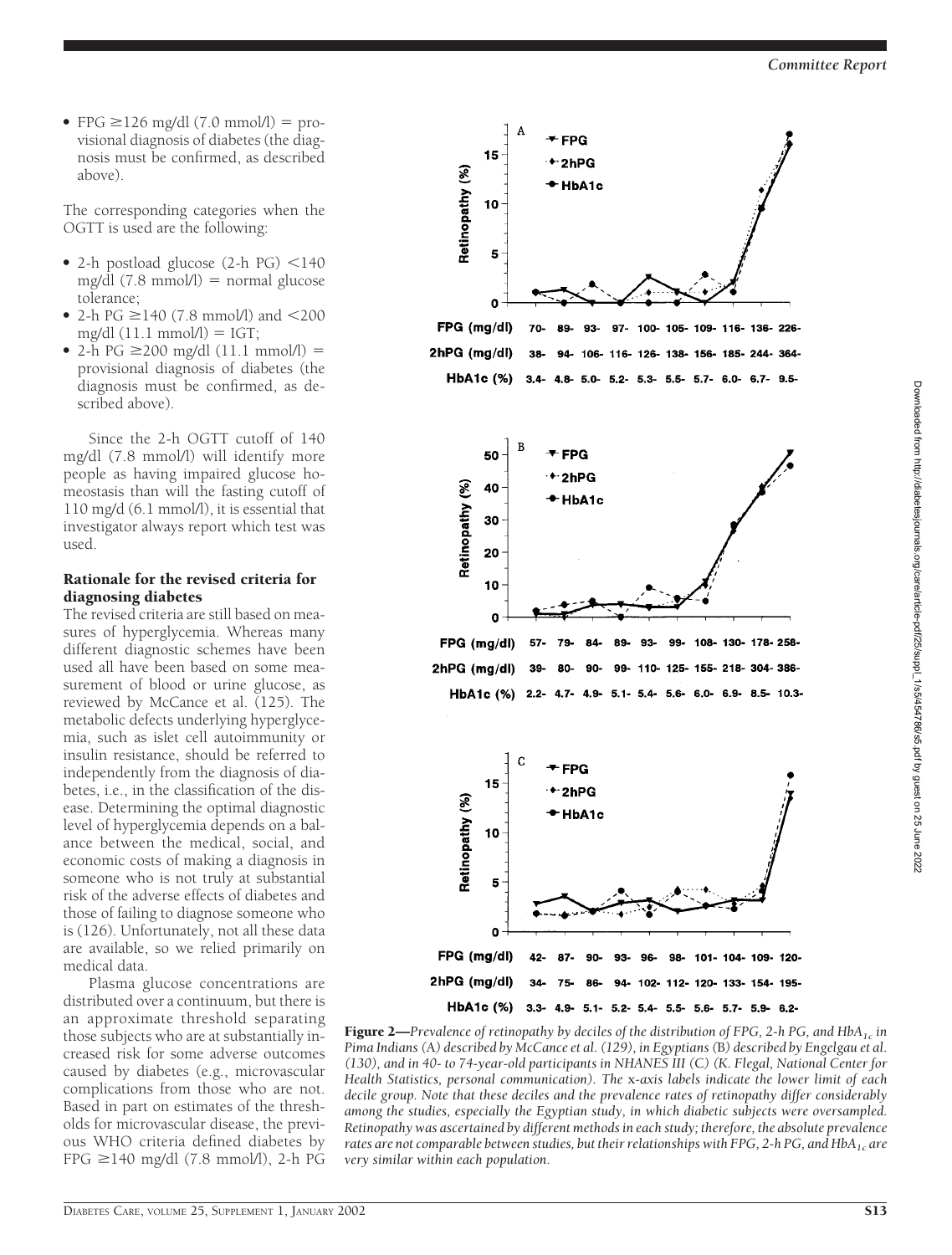- FPG ≥126 mg/dl (7.0 mmol/l) = provisional diagnosis of diabetes (the diagnosis must be confirmed, as described above).

The corresponding categories when the OGTT is used are the following:

- 2-h postload glucose (2-h PG) <140 mg/dl (7.8 mmol/l) = normal glucose tolerance;
- 2-h PG ≥140 (7.8 mmol/l) and <200 mg/dl (11.1 mmol/l) = IGT;
- 2-h PG ≥200 mg/dl (11.1 mmol/l) = provisional diagnosis of diabetes (the diagnosis must be confirmed, as described above).

Since the 2-h OGTT cutoff of 140 mg/dl (7.8 mmol/l) will identify more people as having impaired glucose homeostasis than will the fasting cutoff of 110 mg/d (6.1 mmol/l), it is essential that investigator always report which test was used.

### Rationale for the revised criteria for diagnosing diabetes

The revised criteria are still based on measures of hyperglycemia. Whereas many different diagnostic schemes have been used all have been based on some measurement of blood or urine glucose, as reviewed by McCance et al. (125). The metabolic defects underlying hyperglycemia, such as islet cell autoimmunity or insulin resistance, should be referred to independently from the diagnosis of diabetes, i.e., in the classification of the disease. Determining the optimal diagnostic level of hyperglycemia depends on a balance between the medical, social, and economic costs of making a diagnosis in someone who is not truly at substantial risk of the adverse effects of diabetes and those of failing to diagnose someone who is (126). Unfortunately, not all these data are available, so we relied primarily on medical data.

Plasma glucose concentrations are distributed over a continuum, but there is an approximate threshold separating those subjects who are at substantially increased risk for some adverse outcomes caused by diabetes (e.g., microvascular complications from those who are not. Based in part on estimates of the thresholds for microvascular disease, the previous WHO criteria defined diabetes by FPG ≥140 mg/dl (7.8 mmol/l), 2-h PG

**Figure 2**—*Prevalence of retinopathy by deciles of the distribution of FPG, 2-h PG, and $HbA_{1c}$ in Pima Indians (A) described by McCance et al. (129), in Egyptians (B) described by Engelgau et al. (130), and in 40- to 74-year-old participants in NHANES III (C) (K. Flegal, National Center for Health Statistics, personal communication). The x-axis labels indicate the lower limit of each decile group. Note that these deciles and the prevalence rates of retinopathy differ considerably among the studies, especially the Egyptian study, in which diabetic subjects were oversampled. Retinopathy was ascertained by different methods in each study; therefore, the absolute prevalence rates are not comparable between studies, but their relationships with FPG, 2-h PG, and $HbA_{1c}$ are very similar within each population.*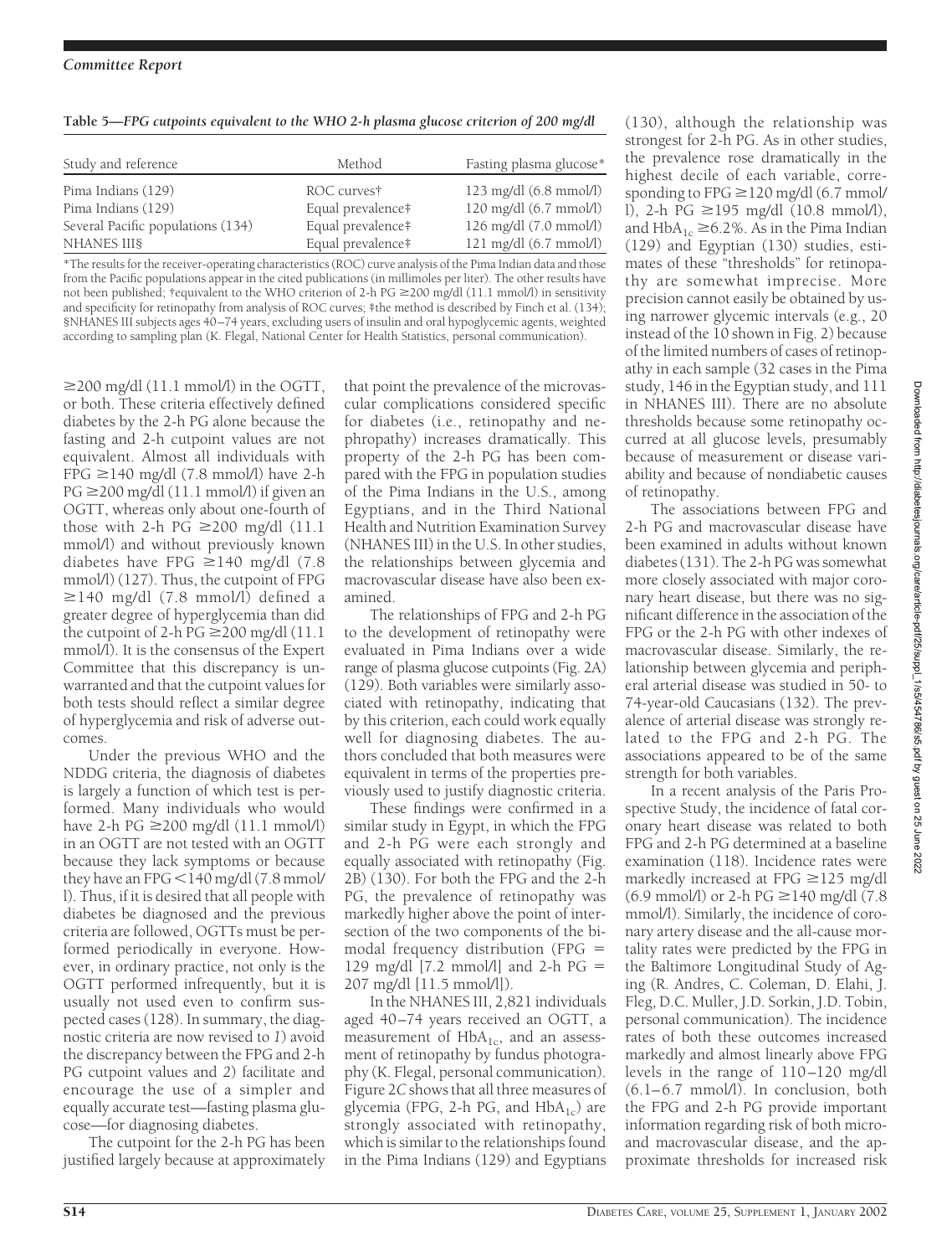**Table 5—FPG cutpoints equivalent to the WHO 2-h plasma glucose criterion of 200 mg/dl**

| Study and reference | Method | Fasting plasma glucose* |
|---|---|---|
| Pima Indians (129) | ROC curves† | 123 mg/dl (6.8 mmol/l) |
| Pima Indians (129) | Equal prevalence‡ | 120 mg/dl (6.7 mmol/l) |
| Several Pacific populations (134) | Equal prevalence‡ | 126 mg/dl (7.0 mmol/l) |
| NHANES III§ | Equal prevalence‡ | 121 mg/dl (6.7 mmol/l) |

*The results for the receiver-operating characteristics (ROC) curve analysis of the Pima Indian data and those from the Pacific populations appear in the cited publications (in millimoles per liter). The other results have not been published; †equivalent to the WHO criterion of 2-h PG ≥200 mg/dl (11.1 mmol/l) in sensitivity and specificity for retinopathy from analysis of ROC curves; ‡the method is described by Finch et al. (134); §NHANES III subjects ages 40–74 years, excluding users of insulin and oral hypoglycemic agents, weighted according to sampling plan (K. Flegal, National Center for Health Statistics, personal communication).

≥200 mg/dl (11.1 mmol/l) in the OGTT, or both. These criteria effectively defined diabetes by the 2-h PG alone because the fasting and 2-h cutpoint values are not equivalent. Almost all individuals with FPG ≥140 mg/dl (7.8 mmol/l) have 2-h PG ≥200 mg/dl (11.1 mmol/l) if given an OGTT, whereas only about one-fourth of those with 2-h PG ≥200 mg/dl (11.1 mmol/l) and without previously known diabetes have FPG ≥140 mg/dl (7.8 mmol/l) (127). Thus, the cutpoint of FPG ≥140 mg/dl (7.8 mmol/l) defined a greater degree of hyperglycemia than did the cutpoint of 2-h PG ≥200 mg/dl (11.1 mmol/l). It is the consensus of the Expert Committee that this discrepancy is unwarranted and that the cutpoint values for both tests should reflect a similar degree of hyperglycemia and risk of adverse outcomes.

Under the previous WHO and the NDDG criteria, the diagnosis of diabetes is largely a function of which test is performed. Many individuals who would have 2-h PG ≥200 mg/dl (11.1 mmol/l) in an OGTT are not tested with an OGTT because they lack symptoms or because they have an FPG <140 mg/dl (7.8 mmol/l). Thus, if it is desired that all people with diabetes be diagnosed and the previous criteria are followed, OGTTs must be performed periodically in everyone. However, in ordinary practice, not only is the OGTT performed infrequently, but it is usually not used even to confirm suspected cases (128). In summary, the diagnostic criteria are now revised to *1*) avoid the discrepancy between the FPG and 2-h PG cutpoint values and *2*) facilitate and encourage the use of a simpler and equally accurate test—fasting plasma glucose—for diagnosing diabetes.

The cutpoint for the 2-h PG has been justified largely because at approximately that point the prevalence of the microvascular complications considered specific for diabetes (i.e., retinopathy and nephropathy) increases dramatically. This property of the 2-h PG has been compared with the FPG in population studies of the Pima Indians in the U.S., among Egyptians, and in the Third National Health and Nutrition Examination Survey (NHANES III) in the U.S. In other studies, the relationships between glycemia and macrovascular disease have also been examined.

The relationships of FPG and 2-h PG to the development of retinopathy were evaluated in Pima Indians over a wide range of plasma glucose cutpoints (Fig. 2*A*) (129). Both variables were similarly associated with retinopathy, indicating that by this criterion, each could work equally well for diagnosing diabetes. The authors concluded that both measures were equivalent in terms of the properties previously used to justify diagnostic criteria.

These findings were confirmed in a similar study in Egypt, in which the FPG and 2-h PG were each strongly and equally associated with retinopathy (Fig. 2*B*) (130). For both the FPG and the 2-h PG, the prevalence of retinopathy was markedly higher above the point of intersection of the two components of the bimodal frequency distribution (FPG = 129 mg/dl [7.2 mmol/l] and 2-h PG = 207 mg/dl [11.5 mmol/l]).

In the NHANES III, 2,821 individuals aged 40–74 years received an OGTT, a measurement of $HbA_{1c}$, and an assessment of retinopathy by fundus photography (K. Flegal, personal communication). Figure 2*C* shows that all three measures of glycemia (FPG, 2-h PG, and $HbA_{1c}$) are strongly associated with retinopathy, which is similar to the relationships found in the Pima Indians (129) and Egyptians (130), although the relationship was strongest for 2-h PG. As in other studies, the prevalence rose dramatically in the highest decile of each variable, corresponding to FPG ≥120 mg/dl (6.7 mmol/l), 2-h PG ≥195 mg/dl (10.8 mmol/l), and $HbA_{1c}$ ≥6.2%. As in the Pima Indian (129) and Egyptian (130) studies, estimates of these "thresholds" for retinopathy are somewhat imprecise. More precision cannot easily be obtained by using narrower glycemic intervals (e.g., 20 instead of the 10 shown in Fig. 2) because of the limited numbers of cases of retinopathy in each sample (32 cases in the Pima study, 146 in the Egyptian study, and 111 in NHANES III). There are no absolute thresholds because some retinopathy occurred at all glucose levels, presumably because of measurement or disease variability and because of nondiabetic causes of retinopathy.

The associations between FPG and 2-h PG and macrovascular disease have been examined in adults without known diabetes (131). The 2-h PG was somewhat more closely associated with major coronary heart disease, but there was no significant difference in the association of the FPG or the 2-h PG with other indexes of macrovascular disease. Similarly, the relationship between glycemia and peripheral arterial disease was studied in 50- to 74-year-old Caucasians (132). The prevalence of arterial disease was strongly related to the FPG and 2-h PG. The associations appeared to be of the same strength for both variables.

In a recent analysis of the Paris Prospective Study, the incidence of fatal coronary heart disease was related to both FPG and 2-h PG determined at a baseline examination (118). Incidence rates were markedly increased at FPG ≥125 mg/dl (6.9 mmol/l) or 2-h PG ≥140 mg/dl (7.8 mmol/l). Similarly, the incidence of coronary artery disease and the all-cause mortality rates were predicted by the FPG in the Baltimore Longitudinal Study of Aging (R. Andres, C. Coleman, D. Elahi, J. Fleg, D.C. Muller, J.D. Sorkin, J.D. Tobin, personal communication). The incidence rates of both these outcomes increased markedly and almost linearly above FPG levels in the range of 110–120 mg/dl (6.1–6.7 mmol/l). In conclusion, both the FPG and 2-h PG provide important information regarding risk of both micro- and macrovascular disease, and the approximate thresholds for increased risk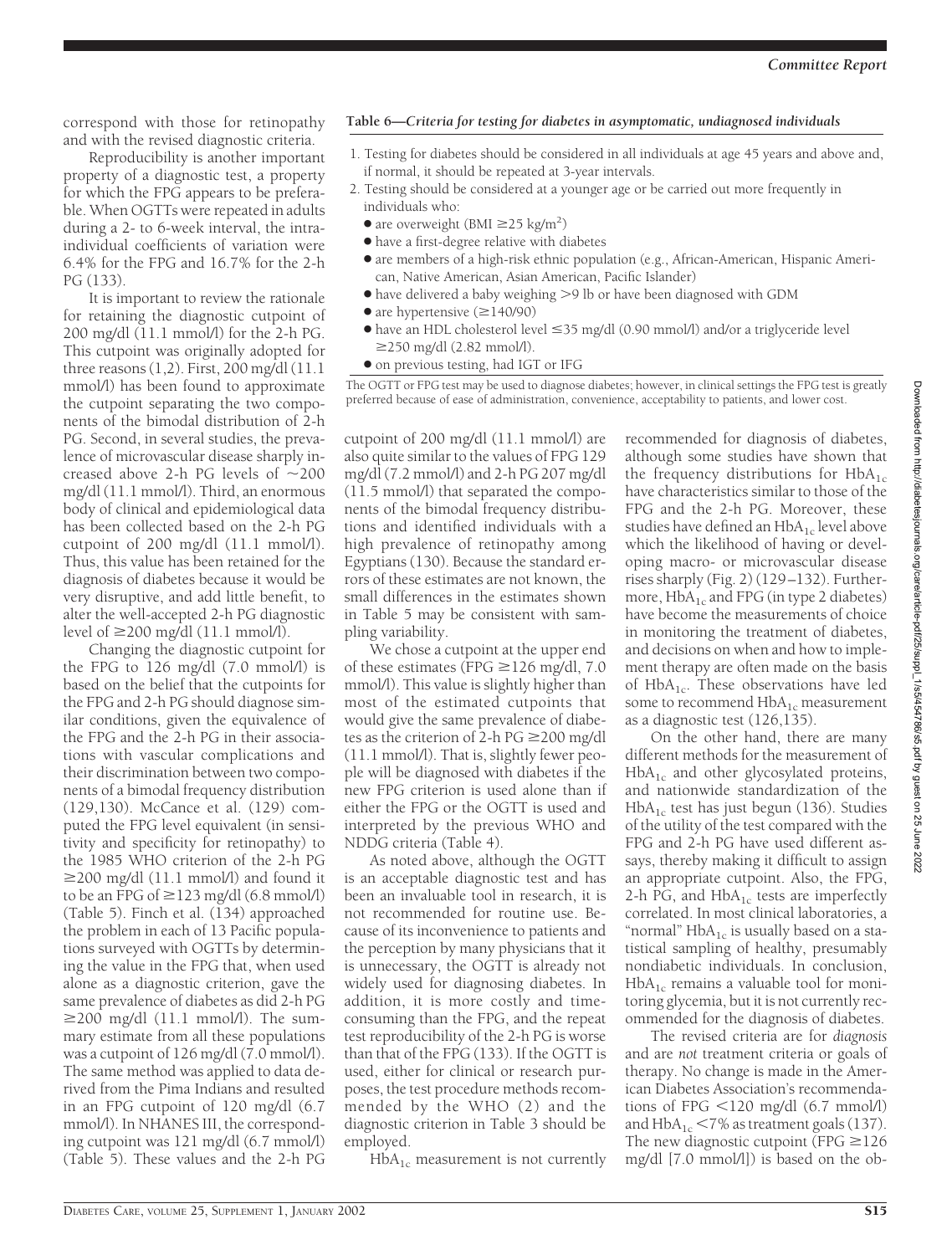correspond with those for retinopathy and with the revised diagnostic criteria.

Reproducibility is another important property of a diagnostic test, a property for which the FPG appears to be preferable. When OGTTs were repeated in adults during a 2- to 6-week interval, the intra-individual coefficients of variation were 6.4% for the FPG and 16.7% for the 2-h PG (133).

It is important to review the rationale for retaining the diagnostic cutpoint of 200 mg/dl (11.1 mmol/l) for the 2-h PG. This cutpoint was originally adopted for three reasons (1,2). First, 200 mg/dl (11.1 mmol/l) has been found to approximate the cutpoint separating the two components of the bimodal distribution of 2-h PG. Second, in several studies, the prevalence of microvascular disease sharply increased above 2-h PG levels of ~200 mg/dl (11.1 mmol/l). Third, an enormous body of clinical and epidemiological data has been collected based on the 2-h PG cutpoint of 200 mg/dl (11.1 mmol/l). Thus, this value has been retained for the diagnosis of diabetes because it would be very disruptive, and add little benefit, to alter the well-accepted 2-h PG diagnostic level of ≥200 mg/dl (11.1 mmol/l).

Changing the diagnostic cutpoint for the FPG to 126 mg/dl (7.0 mmol/l) is based on the belief that the cutpoints for the FPG and 2-h PG should diagnose similar conditions, given the equivalence of the FPG and the 2-h PG in their associations with vascular complications and their discrimination between two components of a bimodal frequency distribution (129,130). McCance et al. (129) computed the FPG level equivalent (in sensitivity and specificity for retinopathy) to the 1985 WHO criterion of the 2-h PG ≥200 mg/dl (11.1 mmol/l) and found it to be an FPG of ≥123 mg/dl (6.8 mmol/l) (Table 5). Finch et al. (134) approached the problem in each of 13 Pacific populations surveyed with OGTTs by determining the value in the FPG that, when used alone as a diagnostic criterion, gave the same prevalence of diabetes as did 2-h PG ≥200 mg/dl (11.1 mmol/l). The summary estimate from all these populations was a cutpoint of 126 mg/dl (7.0 mmol/l). The same method was applied to data derived from the Pima Indians and resulted in an FPG cutpoint of 120 mg/dl (6.7 mmol/l). In NHANES III, the corresponding cutpoint was 121 mg/dl (6.7 mmol/l) (Table 5). These values and the 2-h PG cutpoint of 200 mg/dl (11.1 mmol/l) are also quite similar to the values of FPG 129 mg/dl (7.2 mmol/l) and 2-h PG 207 mg/dl (11.5 mmol/l) that separated the components of the bimodal frequency distributions and identified individuals with a high prevalence of retinopathy among Egyptians (130). Because the standard errors of these estimates are not known, the small differences in the estimates shown in Table 5 may be consistent with sampling variability.

We chose a cutpoint at the upper end of these estimates (FPG ≥126 mg/dl, 7.0 mmol/l). This value is slightly higher than most of the estimated cutpoints that would give the same prevalence of diabetes as the criterion of 2-h PG ≥200 mg/dl (11.1 mmol/l). That is, slightly fewer people will be diagnosed with diabetes if the new FPG criterion is used alone than if either the FPG or the OGTT is used and interpreted by the previous WHO and NDDG criteria (Table 4).

As noted above, although the OGTT is an acceptable diagnostic test and has been an invaluable tool in research, it is not recommended for routine use. Because of its inconvenience to patients and the perception by many physicians that it is unnecessary, the OGTT is already not widely used for diagnosing diabetes. In addition, it is more costly and time-consuming than the FPG, and the repeat test reproducibility of the 2-h PG is worse than that of the FPG (133). If the OGTT is used, either for clinical or research purposes, the test procedure methods recommended by the WHO (2) and the diagnostic criterion in Table 3 should be employed.

$HbA_{1c}$ measurement is not currently recommended for diagnosis of diabetes, although some studies have shown that the frequency distributions for $HbA_{1c}$ have characteristics similar to those of the FPG and the 2-h PG. Moreover, these studies have defined an $HbA_{1c}$ level above which the likelihood of having or developing macro- or microvascular disease rises sharply (Fig. 2) (129–132). Furthermore, $HbA_{1c}$ and FPG (in type 2 diabetes) have become the measurements of choice in monitoring the treatment of diabetes, and decisions on when and how to implement therapy are often made on the basis of $HbA_{1c}$. These observations have led some to recommend $HbA_{1c}$ measurement as a diagnostic test (126,135).

On the other hand, there are many different methods for the measurement of $HbA_{1c}$ and other glycosylated proteins, and nationwide standardization of the $HbA_{1c}$ test has just begun (136). Studies of the utility of the test compared with the FPG and 2-h PG have used different assays, thereby making it difficult to assign an appropriate cutpoint. Also, the FPG, 2-h PG, and $HbA_{1c}$ tests are imperfectly correlated. In most clinical laboratories, a "normal" $HbA_{1c}$ is usually based on a statistical sampling of healthy, presumably nondiabetic individuals. In conclusion, $HbA_{1c}$ remains a valuable tool for monitoring glycemia, but it is not currently recommended for the diagnosis of diabetes.

The revised criteria are for *diagnosis* and are *not* treatment criteria or goals of therapy. No change is made in the American Diabetes Association's recommendations of FPG <120 mg/dl (6.7 mmol/l) and $HbA_{1c}$ <7% as treatment goals (137). The new diagnostic cutpoint (FPG ≥126 mg/dl [7.0 mmol/l]) is based on the ob-

**Table 6—*Criteria for testing for diabetes in asymptomatic, undiagnosed individuals***

1. Testing for diabetes should be considered in all individuals at age 45 years and above and, if normal, it should be repeated at 3-year intervals.
2. Testing should be considered at a younger age or be carried out more frequently in individuals who:
   - are overweight (BMI ≥25 kg/m$^2$)
   - have a first-degree relative with diabetes
   - are members of a high-risk ethnic population (e.g., African-American, Hispanic American, Native American, Asian American, Pacific Islander)
   - have delivered a baby weighing >9 lb or have been diagnosed with GDM
   - are hypertensive (≥140/90)
   - have an HDL cholesterol level ≤35 mg/dl (0.90 mmol/l) and/or a triglyceride level ≥250 mg/dl (2.82 mmol/l).
   - on previous testing, had IGT or IFG

The OGTT or FPG test may be used to diagnose diabetes; however, in clinical settings the FPG test is greatly preferred because of ease of administration, convenience, acceptability to patients, and lower cost.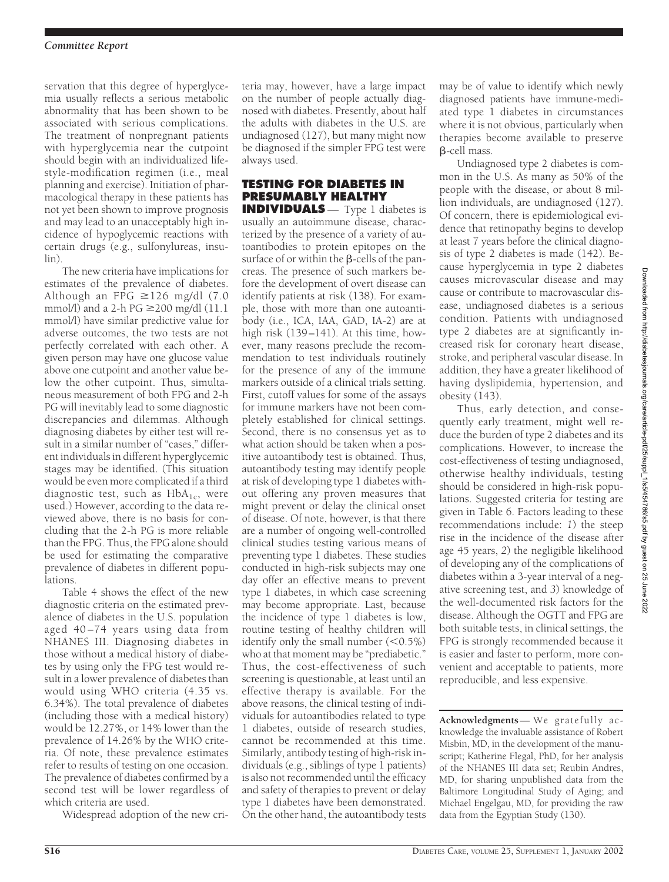servation that this degree of hyperglycemia usually reflects a serious metabolic abnormality that has been shown to be associated with serious complications. The treatment of nonpregnant patients with hyperglycemia near the cutpoint should begin with an individualized lifestyle-modification regimen (i.e., meal planning and exercise). Initiation of pharmacological therapy in these patients has not yet been shown to improve prognosis and may lead to an unacceptably high incidence of hypoglycemic reactions with certain drugs (e.g., sulfonylureas, insulin).

The new criteria have implications for estimates of the prevalence of diabetes. Although an FPG ≥126 mg/dl (7.0 mmol/l) and a 2-h PG ≥200 mg/dl (11.1 mmol/l) have similar predictive value for adverse outcomes, the two tests are not perfectly correlated with each other. A given person may have one glucose value above one cutpoint and another value below the other cutpoint. Thus, simultaneous measurement of both FPG and 2-h PG will inevitably lead to some diagnostic discrepancies and dilemmas. Although diagnosing diabetes by either test will result in a similar number of "cases," different individuals in different hyperglycemic stages may be identified. (This situation would be even more complicated if a third diagnostic test, such as $HbA_{1c}$, were used.) However, according to the data reviewed above, there is no basis for concluding that the 2-h PG is more reliable than the FPG. Thus, the FPG alone should be used for estimating the comparative prevalence of diabetes in different populations.

Table 4 shows the effect of the new diagnostic criteria on the estimated prevalence of diabetes in the U.S. population aged 40–74 years using data from NHANES III. Diagnosing diabetes in those without a medical history of diabetes by using only the FPG test would result in a lower prevalence of diabetes than would using WHO criteria (4.35 vs. 6.34%). The total prevalence of diabetes (including those with a medical history) would be 12.27%, or 14% lower than the prevalence of 14.26% by the WHO criteria. Of note, these prevalence estimates refer to results of testing on one occasion. The prevalence of diabetes confirmed by a second test will be lower regardless of which criteria are used.

Widespread adoption of the new criteria may, however, have a large impact on the number of people actually diagnosed with diabetes. Presently, about half the adults with diabetes in the U.S. are undiagnosed (127), but many might now be diagnosed if the simpler FPG test were always used.

## TESTING FOR DIABETES IN PRESUMABLY HEALTHY INDIVIDUALS

Type 1 diabetes is usually an autoimmune disease, characterized by the presence of a variety of autoantibodies to protein epitopes on the surface of or within the β-cells of the pancreas. The presence of such markers before the development of overt disease can identify patients at risk (138). For example, those with more than one autoantibody (i.e., ICA, IAA, GAD, IA-2) are at high risk (139–141). At this time, however, many reasons preclude the recommendation to test individuals routinely for the presence of any of the immune markers outside of a clinical trials setting. First, cutoff values for some of the assays for immune markers have not been completely established for clinical settings. Second, there is no consensus yet as to what action should be taken when a positive autoantibody test is obtained. Thus, autoantibody testing may identify people at risk of developing type 1 diabetes without offering any proven measures that might prevent or delay the clinical onset of disease. Of note, however, is that there are a number of ongoing well-controlled clinical studies testing various means of preventing type 1 diabetes. These studies conducted in high-risk subjects may one day offer an effective means to prevent type 1 diabetes, in which case screening may become appropriate. Last, because the incidence of type 1 diabetes is low, routine testing of healthy children will identify only the small number (<0.5%) who at that moment may be "prediabetic." Thus, the cost-effectiveness of such screening is questionable, at least until an effective therapy is available. For the above reasons, the clinical testing of individuals for autoantibodies related to type 1 diabetes, outside of research studies, cannot be recommended at this time. Similarly, antibody testing of high-risk individuals (e.g., siblings of type 1 patients) is also not recommended until the efficacy and safety of therapies to prevent or delay type 1 diabetes have been demonstrated. On the other hand, the autoantibody tests may be of value to identify which newly diagnosed patients have immune-mediated type 1 diabetes in circumstances where it is not obvious, particularly when therapies become available to preserve β-cell mass.

Undiagnosed type 2 diabetes is common in the U.S. As many as 50% of the people with the disease, or about 8 million individuals, are undiagnosed (127). Of concern, there is epidemiological evidence that retinopathy begins to develop at least 7 years before the clinical diagnosis of type 2 diabetes is made (142). Because hyperglycemia in type 2 diabetes causes microvascular disease and may cause or contribute to macrovascular disease, undiagnosed diabetes is a serious condition. Patients with undiagnosed type 2 diabetes are at significantly increased risk for coronary heart disease, stroke, and peripheral vascular disease. In addition, they have a greater likelihood of having dyslipidemia, hypertension, and obesity (143).

Thus, early detection, and consequently early treatment, might well reduce the burden of type 2 diabetes and its complications. However, to increase the cost-effectiveness of testing undiagnosed, otherwise healthy individuals, testing should be considered in high-risk populations. Suggested criteria for testing are given in Table 6. Factors leading to these recommendations include: *1*) the steep rise in the incidence of the disease after age 45 years, *2*) the negligible likelihood of developing any of the complications of diabetes within a 3-year interval of a negative screening test, and *3*) knowledge of the well-documented risk factors for the disease. Although the OGTT and FPG are both suitable tests, in clinical settings, the FPG is strongly recommended because it is easier and faster to perform, more convenient and acceptable to patients, more reproducible, and less expensive.

---

**Acknowledgments**— We gratefully acknowledge the invaluable assistance of Robert Misbin, MD, in the development of the manuscript; Katherine Flegal, PhD, for her analysis of the NHANES III data set; Reubin Andres, MD, for sharing unpublished data from the Baltimore Longitudinal Study of Aging; and Michael Engelgau, MD, for providing the raw data from the Egyptian Study (130).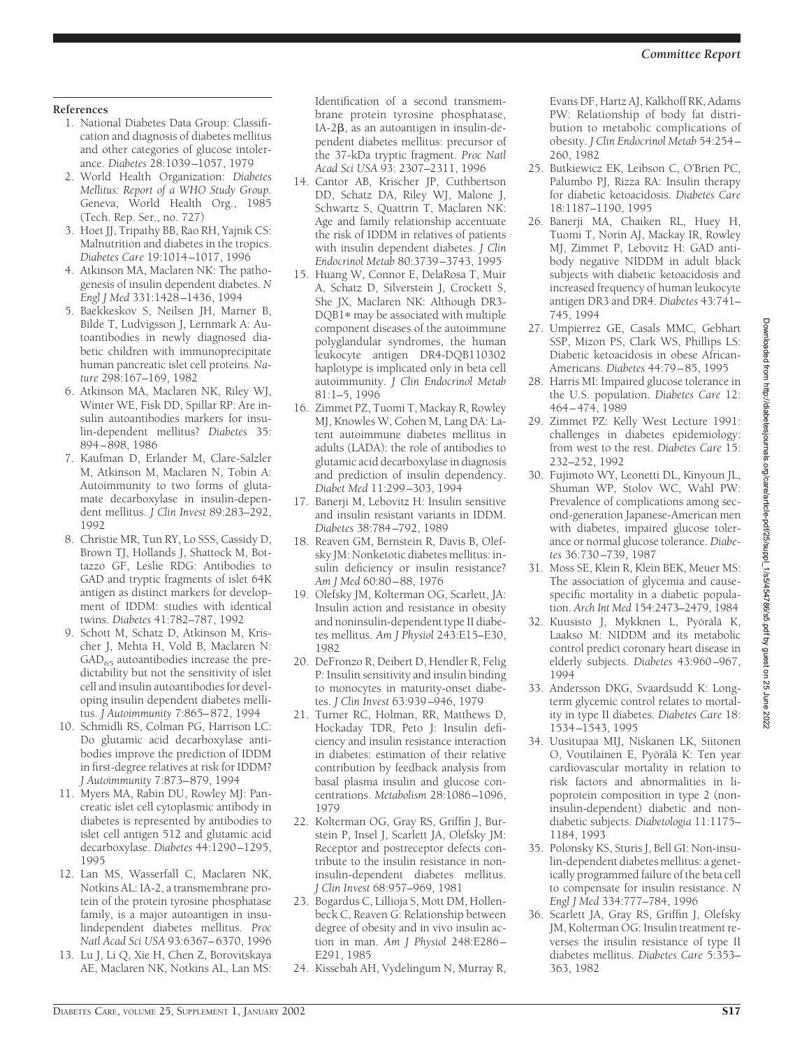## References

1. National Diabetes Data Group: Classification and diagnosis of diabetes mellitus and other categories of glucose intolerance. *Diabetes* 28:1039–1057, 1979
2. World Health Organization: *Diabetes Mellitus: Report of a WHO Study Group.* Geneva, World Health Org., 1985 (Tech. Rep. Ser., no. 727)
3. Hoet JJ, Tripathy BB, Rao RH, Yajnik CS: Malnutrition and diabetes in the tropics. *Diabetes Care* 19:1014–1017, 1996
4. Atkinson MA, Maclaren NK: The pathogenesis of insulin dependent diabetes. *N Engl J Med* 331:1428–1436, 1994
5. Baekkeskov S, Neilsen JH, Marner B, Bilde T, Ludvigsson J, Lernmark A: Autoantibodies in newly diagnosed diabetic children with immunoprecipitate human pancreatic islet cell proteins. *Nature* 298:167–169, 1982
6. Atkinson MA, Maclaren NK, Riley WJ, Winter WE, Fisk DD, Spillar RP: Are insulin autoantibodies markers for insulin-dependent mellitus? *Diabetes* 35: 894–898, 1986
7. Kaufman D, Erlander M, Clare-Salzler M, Atkinson M, Maclaren N, Tobin A: Autoimmunity to two forms of glutamate decarboxylase in insulin-dependent mellitus. *J Clin Invest* 89:283–292, 1992
8. Christie MR, Tun RY, Lo SSS, Cassidy D, Brown TJ, Hollands J, Shattock M, Bottazzo GF, Leslie RDG: Antibodies to GAD and tryptic fragments of islet 64K antigen as distinct markers for development of IDDM: studies with identical twins. *Diabetes* 41:782–787, 1992
9. Schott M, Schatz D, Atkinson M, Krischer J, Mehta H, Vold B, Maclaren N: $GAD_{65}$ autoantibodies increase the predictability but not the sensitivity of islet cell and insulin autoantibodies for developing insulin dependent diabetes mellitus. *J Autoimmunity* 7:865–872, 1994
10. Schmidli RS, Colman PG, Harrison LC: Do glutamic acid decarboxylase antibodies improve the prediction of IDDM in first-degree relatives at risk for IDDM? *J Autoimmunity* 7:873–879, 1994
11. Myers MA, Rabin DU, Rowley MJ: Pancreatic islet cell cytoplasmic antibody in diabetes is represented by antibodies to islet cell antigen 512 and glutamic acid decarboxylase. *Diabetes* 44:1290–1295, 1995
12. Lan MS, Wasserfall C, Maclaren NK, Notkins AL: IA-2, a transmembrane protein of the protein tyrosine phosphatase family, is a major autoantigen in insulindependent diabetes mellitus. *Proc Natl Acad Sci USA* 93:6367–6370, 1996
13. Lu J, Li Q, Xie H, Chen Z, Borovitskaya AE, Maclaren NK, Notkins AL, Lan MS: Identification of a second transmembrane protein tyrosine phosphatase, IA-2β, as an autoantigen in insulin-dependent diabetes mellitus: precursor of the 37-kDa tryptic fragment. *Proc Natl Acad Sci USA* 93: 2307–2311, 1996
14. Cantor AB, Krischer JP, Cuthbertson DD, Schatz DA, Riley WJ, Malone J, Schwartz S, Quattrin T, Maclaren NK: Age and family relationship accentuate the risk of IDDM in relatives of patients with insulin dependent diabetes. *J Clin Endocrinol Metab* 80:3739–3743, 1995
15. Huang W, Connor E, DelaRosa T, Muir A, Schatz D, Silverstein J, Crockett S, She JX, Maclaren NK: Although DR3-DQB1* may be associated with multiple component diseases of the autoimmune polyglandular syndromes, the human leukocyte antigen DR4-DQB110302 haplotype is implicated only in beta cell autoimmunity. *J Clin Endocrinol Metab* 81:1–5, 1996
16. Zimmet PZ, Tuomi T, Mackay R, Rowley MJ, Knowles W, Cohen M, Lang DA: Latent autoimmune diabetes mellitus in adults (LADA): the role of antibodies to glutamic acid decarboxylase in diagnosis and prediction of insulin dependency. *Diabet Med* 11:299–303, 1994
17. Banerji M, Lebovitz H: Insulin sensitive and insulin resistant variants in IDDM. *Diabetes* 38:784–792, 1989
18. Reaven GM, Bernstein R, Davis B, Olefsky JM: Nonketotic diabetes mellitus: insulin deficiency or insulin resistance? *Am J Med* 60:80–88, 1976
19. Olefsky JM, Kolterman OG, Scarlett, JA: Insulin action and resistance in obesity and noninsulin-dependent type II diabetes mellitus. *Am J Physiol* 243:E15–E30, 1982
20. DeFronzo R, Deibert D, Hendler R, Felig P: Insulin sensitivity and insulin binding to monocytes in maturity-onset diabetes. *J Clin Invest* 63:939–946, 1979
21. Turner RC, Holman, RR, Matthews D, Hockaday TDR, Peto J: Insulin deficiency and insulin resistance interaction in diabetes: estimation of their relative contribution by feedback analysis from basal plasma insulin and glucose concentrations. *Metabolism* 28:1086–1096, 1979
22. Kolterman OG, Gray RS, Griffin J, Burstein P, Insel J, Scarlett JA, Olefsky JM: Receptor and postreceptor defects contribute to the insulin resistance in noninsulin-dependent diabetes mellitus. *J Clin Invest* 68:957–969, 1981
23. Bogardus C, Lillioja S, Mott DM, Hollenbeck C, Reaven G: Relationship between degree of obesity and in vivo insulin action in man. *Am J Physiol* 248:E286–E291, 1985
24. Kissebah AH, Vydelingum N, Murray R, Evans DF, Hartz AJ, Kalkhoff RK, Adams PW: Relationship of body fat distribution to metabolic complications of obesity. *J Clin Endocrinol Metab* 54:254–260, 1982
25. Butkiewicz EK, Leibson C, O'Brien PC, Palumbo PJ, Rizza RA: Insulin therapy for diabetic ketoacidosis. *Diabetes Care* 18:1187–1190, 1995
26. Banerji MA, Chaiken RL, Huey H, Tuomi T, Norin AJ, Mackay IR, Rowley MJ, Zimmet P, Lebovitz H: GAD antibody negative NIDDM in adult black subjects with diabetic ketoacidosis and increased frequency of human leukocyte antigen DR3 and DR4. *Diabetes* 43:741–745, 1994
27. Umpierrez GE, Casals MMC, Gebhart SSP, Mizon PS, Clark WS, Phillips LS: Diabetic ketoacidosis in obese African-Americans. *Diabetes* 44:79–85, 1995
28. Harris MI: Impaired glucose tolerance in the U.S. population. *Diabetes Care* 12: 464–474, 1989
29. Zimmet PZ: Kelly West Lecture 1991: challenges in diabetes epidemiology: from west to the rest. *Diabetes Care* 15: 232–252, 1992
30. Fujimoto WY, Leonetti DL, Kinyoun JL, Shuman WP, Stolov WC, Wahl PW: Prevalence of complications among second-generation Japanese-American men with diabetes, impaired glucose tolerance or normal glucose tolerance. *Diabetes* 36:730–739, 1987
31. Moss SE, Klein R, Klein BEK, Meuer MS: The association of glycemia and cause-specific mortality in a diabetic population. *Arch Int Med* 154:2473–2479, 1984
32. Kuusisto J, Mykknen L, Pyörälä K, Laakso M: NIDDM and its metabolic control predict coronary heart disease in elderly subjects. *Diabetes* 43:960–967, 1994
33. Andersson DKG, Svaardsudd K: Long-term glycemic control relates to mortality in type II diabetes. *Diabetes Care* 18: 1534–1543, 1995
34. Uusitupaa MIJ, Niskanen LK, Siitonen O, Voutilainen E, Pyörälä K: Ten year cardiovascular mortality in relation to risk factors and abnormalities in lipoprotein composition in type 2 (non-insulin-dependent) diabetic and nondiabetic subjects. *Diabetologia* 11:1175–1184, 1993
35. Polonsky KS, Sturis J, Bell GI: Non-insulin-dependent diabetes mellitus: a genetically programmed failure of the beta cell to compensate for insulin resistance. *N Engl J Med* 334:777–784, 1996
36. Scarlett JA, Gray RS, Griffin J, Olefsky JM, Kolterman OG: Insulin treatment reverses the insulin resistance of type II diabetes mellitus. *Diabetes Care* 5:353–363, 1982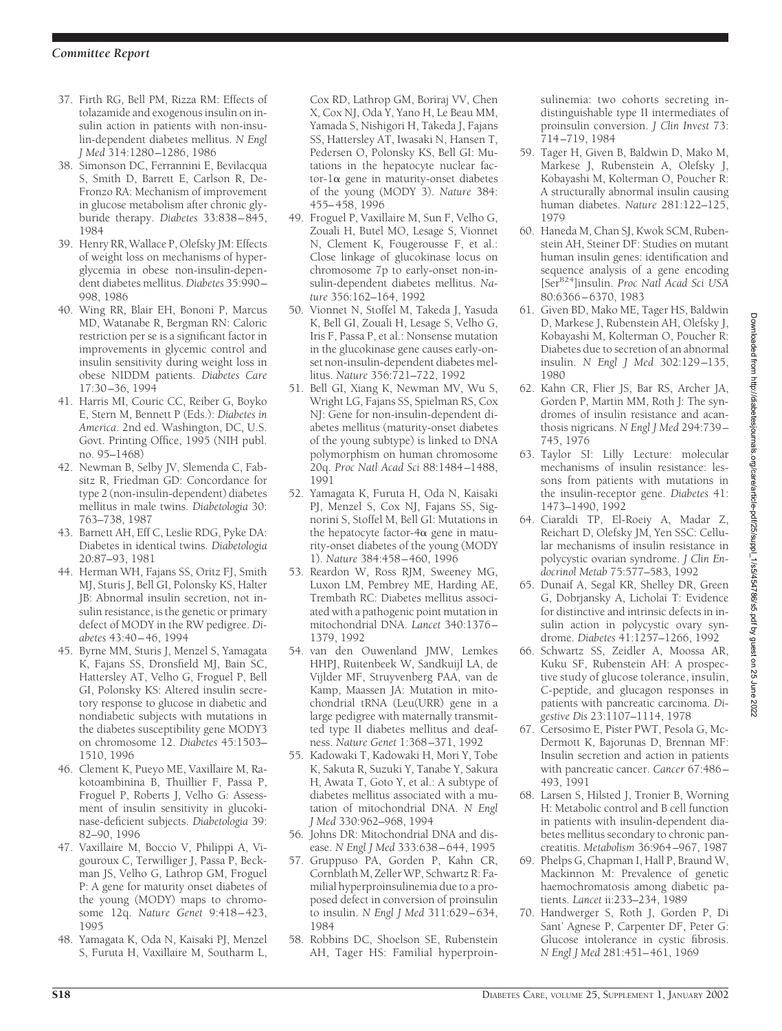37. Firth RG, Bell PM, Rizza RM: Effects of tolazamide and exogenous insulin on insulin action in patients with non-insulin-dependent diabetes mellitus. *N Engl J Med* 314:1280–1286, 1986
38. Simonson DC, Ferrannini E, Bevilacqua S, Smith D, Barrett E, Carlson R, DeFronzo RA: Mechanism of improvement in glucose metabolism after chronic glyburide therapy. *Diabetes* 33:838–845, 1984
39. Henry RR, Wallace P, Olefsky JM: Effects of weight loss on mechanisms of hyperglycemia in obese non-insulin-dependent diabetes mellitus. *Diabetes* 35:990–998, 1986
40. Wing RR, Blair EH, Bononi P, Marcus MD, Watanabe R, Bergman RN: Caloric restriction per se is a significant factor in improvements in glycemic control and insulin sensitivity during weight loss in obese NIDDM patients. *Diabetes Care* 17:30–36, 1994
41. Harris MI, Couric CC, Reiber G, Boyko E, Stern M, Bennett P (Eds.): *Diabetes in America*. 2nd ed. Washington, DC, U.S. Govt. Printing Office, 1995 (NIH publ. no. 95–1468)
42. Newman B, Selby JV, Slemenda C, Fabsitz R, Friedman GD: Concordance for type 2 (non-insulin-dependent) diabetes mellitus in male twins. *Diabetologia* 30: 763–738, 1987
43. Barnett AH, Eff C, Leslie RDG, Pyke DA: Diabetes in identical twins. *Diabetologia* 20:87–93, 1981
44. Herman WH, Fajans SS, Oritz FJ, Smith MJ, Sturis J, Bell GI, Polonsky KS, Halter JB: Abnormal insulin secretion, not insulin resistance, is the genetic or primary defect of MODY in the RW pedigree. *Diabetes* 43:40–46, 1994
45. Byrne MM, Sturis J, Menzel S, Yamagata K, Fajans SS, Dronsfield MJ, Bain SC, Hattersley AT, Velho G, Froguel P, Bell GI, Polonsky KS: Altered insulin secretory response to glucose in diabetic and nondiabetic subjects with mutations in the diabetes susceptibility gene MODY3 on chromosome 12. *Diabetes* 45:1503–1510, 1996
46. Clement K, Pueyo ME, Vaxillaire M, Rakotoambinina B, Thuillier F, Passa P, Froguel P, Roberts J, Velho G: Assessment of insulin sensitivity in glucokinase-deficient subjects. *Diabetologia* 39: 82–90, 1996
47. Vaxillaire M, Boccio V, Philippi A, Vigouroux C, Terwilliger J, Passa P, Beckman JS, Velho G, Lathrop GM, Froguel P: A gene for maturity onset diabetes of the young (MODY) maps to chromosome 12q. *Nature Genet* 9:418–423, 1995
48. Yamagata K, Oda N, Kaisaki PJ, Menzel S, Furuta H, Vaxillaire M, Southarm L, Cox RD, Lathrop GM, Boriraj VV, Chen X, Cox NJ, Oda Y, Yano H, Le Beau MM, Yamada S, Nishigori H, Takeda J, Fajans SS, Hattersley AT, Iwasaki N, Hansen T, Pedersen O, Polonsky KS, Bell GI: Mutations in the hepatocyte nuclear factor-1α gene in maturity-onset diabetes of the young (MODY 3). *Nature* 384: 455–458, 1996
49. Froguel P, Vaxillaire M, Sun F, Velho G, Zouali H, Butel MO, Lesage S, Vionnet N, Clement K, Fougerousse F, et al.: Close linkage of glucokinase locus on chromosome 7p to early-onset non-insulin-dependent diabetes mellitus. *Nature* 356:162–164, 1992
50. Vionnet N, Stoffel M, Takeda J, Yasuda K, Bell GI, Zouali H, Lesage S, Velho G, Iris F, Passa P, et al.: Nonsense mutation in the glucokinase gene causes early-onset non-insulin-dependent diabetes mellitus. *Nature* 356:721–722, 1992
51. Bell GI, Xiang K, Newman MV, Wu S, Wright LG, Fajans SS, Spielman RS, Cox NJ: Gene for non-insulin-dependent diabetes mellitus (maturity-onset diabetes of the young subtype) is linked to DNA polymorphism on human chromosome 20q. *Proc Natl Acad Sci* 88:1484–1488, 1991
52. Yamagata K, Furuta H, Oda N, Kaisaki PJ, Menzel S, Cox NJ, Fajans SS, Signorini S, Stoffel M, Bell GI: Mutations in the hepatocyte factor-4α gene in maturity-onset diabetes of the young (MODY 1). *Nature* 384:458–460, 1996
53. Reardon W, Ross RJM, Sweeney MG, Luxon LM, Pembrey ME, Harding AE, Trembath RC: Diabetes mellitus associated with a pathogenic point mutation in mitochondrial DNA. *Lancet* 340:1376–1379, 1992
54. van den Ouwenland JMW, Lemkes HHPJ, Ruitenbeek W, Sandkuijl LA, de Vijlder MF, Struyvenberg PAA, van de Kamp, Maassen JA: Mutation in mitochondrial tRNA (Leu(URR) gene in a large pedigree with maternally transmitted type II diabetes mellitus and deafness. *Nature Genet* 1:368–371, 1992
55. Kadowaki T, Kadowaki H, Mori Y, Tobe K, Sakuta R, Suzuki Y, Tanabe Y, Sakura H, Awata T, Goto Y, et al.: A subtype of diabetes mellitus associated with a mutation of mitochondrial DNA. *N Engl J Med* 330:962–968, 1994
56. Johns DR: Mitochondrial DNA and disease. *N Engl J Med* 333:638–644, 1995
57. Gruppuso PA, Gorden P, Kahn CR, Cornblath M, Zeller WP, Schwartz R: Familial hyperproinsulinemia due to a proposed defect in conversion of proinsulin to insulin. *N Engl J Med* 311:629–634, 1984
58. Robbins DC, Shoelson SE, Rubenstein AH, Tager HS: Familial hyperproinsulinemia: two cohorts secreting indistinguishable type II intermediates of proinsulin conversion. *J Clin Invest* 73: 714–719, 1984
59. Tager H, Given B, Baldwin D, Mako M, Markese J, Rubenstein A, Olefsky J, Kobayashi M, Kolterman O, Poucher R: A structurally abnormal insulin causing human diabetes. *Nature* 281:122–125, 1979
60. Haneda M, Chan SJ, Kwok SCM, Rubenstein AH, Steiner DF: Studies on mutant human insulin genes: identification and sequence analysis of a gene encoding [Ser$^{B24}$]insulin. *Proc Natl Acad Sci USA* 80:6366–6370, 1983
61. Given BD, Mako ME, Tager HS, Baldwin D, Markese J, Rubenstein AH, Olefsky J, Kobayashi M, Kolterman O, Poucher R: Diabetes due to secretion of an abnormal insulin. *N Engl J Med* 302:129–135, 1980
62. Kahn CR, Flier JS, Bar RS, Archer JA, Gorden P, Martin MM, Roth J: The syndromes of insulin resistance and acanthosis nigricans. *N Engl J Med* 294:739–745, 1976
63. Taylor SI: Lilly Lecture: molecular mechanisms of insulin resistance: lessons from patients with mutations in the insulin-receptor gene. *Diabetes* 41: 1473–1490, 1992
64. Ciaraldi TP, El-Roeiy A, Madar Z, Reichart D, Olefsky JM, Yen SSC: Cellular mechanisms of insulin resistance in polycystic ovarian syndrome. *J Clin Endocrinol Metab* 75:577–583, 1992
65. Dunaif A, Segal KR, Shelley DR, Green G, Dobrjansky A, Licholai T: Evidence for distinctive and intrinsic defects in insulin action in polycystic ovary syndrome. *Diabetes* 41:1257–1266, 1992
66. Schwartz SS, Zeidler A, Moossa AR, Kuku SF, Rubenstein AH: A prospective study of glucose tolerance, insulin, C-peptide, and glucagon responses in patients with pancreatic carcinoma. *Digestive Dis* 23:1107–1114, 1978
67. Cersosimo E, Pister PWT, Pesola G, McDermott K, Bajorunas D, Brennan MF: Insulin secretion and action in patients with pancreatic cancer. *Cancer* 67:486–493, 1991
68. Larsen S, Hilsted J, Tronier B, Worning H: Metabolic control and B cell function in patients with insulin-dependent diabetes mellitus secondary to chronic pancreatitis. *Metabolism* 36:964–967, 1987
69. Phelps G, Chapman I, Hall P, Braund W, Mackinnon M: Prevalence of genetic haemochromatosis among diabetic patients. *Lancet* ii:233–234, 1989
70. Handwerger S, Roth J, Gorden P, Di Sant' Agnese P, Carpenter DF, Peter G: Glucose intolerance in cystic fibrosis. *N Engl J Med* 281:451–461, 1969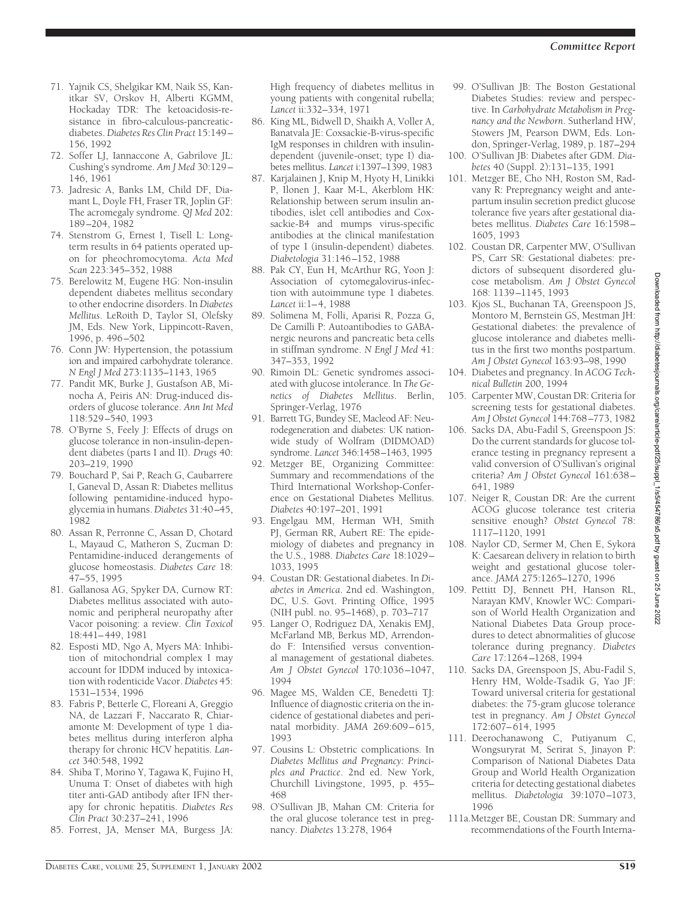71. Yajnik CS, Shelgikar KM, Naik SS, Kanitkar SV, Orskov H, Alberti KGMM, Hockaday TDR: The ketoacidosis-resistance in fibro-calculous-pancreatic-diabetes. *Diabetes Res Clin Pract* 15:149–156, 1992
72. Soffer LJ, Iannaccone A, Gabrilove JL: Cushing's syndrome. *Am J Med* 30:129–146, 1961
73. Jadresic A, Banks LM, Child DF, Diamant L, Doyle FH, Fraser TR, Joplin GF: The acromegaly syndrome. *QJ Med* 202: 189–204, 1982
74. Stenstrom G, Ernest I, Tisell L: Long-term results in 64 patients operated upon for pheochromocytoma. *Acta Med Scan* 223:345–352, 1988
75. Berelowitz M, Eugene HG: Non-insulin dependent diabetes mellitus secondary to other endocrine disorders. In *Diabetes Mellitus*. LeRoith D, Taylor SI, Olefsky JM, Eds. New York, Lippincott-Raven, 1996, p. 496–502
76. Conn JW: Hypertension, the potassium ion and impaired carbohydrate tolerance. *N Engl J Med* 273:1135–1143, 1965
77. Pandit MK, Burke J, Gustafson AB, Minocha A, Peiris AN: Drug-induced disorders of glucose tolerance. *Ann Int Med* 118:529–540, 1993
78. O'Byrne S, Feely J: Effects of drugs on glucose tolerance in non-insulin-dependent diabetes (parts I and II). *Drugs* 40: 203–219, 1990
79. Bouchard P, Sai P, Reach G, Caubarrere I, Ganeval D, Assan R: Diabetes mellitus following pentamidine-induced hypoglycemia in humans. *Diabetes* 31:40–45, 1982
80. Assan R, Perronne C, Assan D, Chotard L, Mayaud C, Matheron S, Zucman D: Pentamidine-induced derangements of glucose homeostasis. *Diabetes Care* 18: 47–55, 1995
81. Gallanosa AG, Spyker DA, Curnow RT: Diabetes mellitus associated with autonomic and peripheral neuropathy after Vacor poisoning: a review. *Clin Toxicol* 18:441–449, 1981
82. Esposti MD, Ngo A, Myers MA: Inhibition of mitochondrial complex I may account for IDDM induced by intoxication with rodenticide Vacor. *Diabetes* 45: 1531–1534, 1996
83. Fabris P, Betterle C, Floreani A, Greggio NA, de Lazzari F, Naccarato R, Chiaramonte M: Development of type 1 diabetes mellitus during interferon alpha therapy for chronic HCV hepatitis. *Lancet* 340:548, 1992
84. Shiba T, Morino Y, Tagawa K, Fujino H, Unuma T: Onset of diabetes with high titer anti-GAD antibody after IFN therapy for chronic hepatitis. *Diabetes Res Clin Pract* 30:237–241, 1996
85. Forrest, JA, Menser MA, Burgess JA: High frequency of diabetes mellitus in young patients with congenital rubella; *Lancet* ii:332–334, 1971
86. King ML, Bidwell D, Shaikh A, Voller A, Banatvala JE: Coxsackie-B-virus-specific IgM responses in children with insulin-dependent (juvenile-onset; type I) diabetes mellitus. *Lancet* i:1397–1399, 1983
87. Karjalainen J, Knip M, Hyoty H, Linikki P, Ilonen J, Kaar M-L, Akerblom HK: Relationship between serum insulin antibodies, islet cell antibodies and Coxsackie-B4 and mumps virus-specific antibodies at the clinical manifestation of type I (insulin-dependent) diabetes. *Diabetologia* 31:146–152, 1988
88. Pak CY, Eun H, McArthur RG, Yoon J: Association of cytomegalovirus-infection with autoimmune type 1 diabetes. *Lancet* ii:1–4, 1988
89. Solimena M, Folli, Aparisi R, Pozza G, De Camilli P: Autoantibodies to GABA-nergic neurons and pancreatic beta cells in stiffman syndrome. *N Engl J Med* 41: 347–353, 1992
90. Rimoin DL: Genetic syndromes associated with glucose intolerance. In *The Genetics of Diabetes Mellitus*. Berlin, Springer-Verlag, 1976
91. Barrett TG, Bundey SE, Macleod AF: Neurodegeneration and diabetes: UK nationwide study of Wolfram (DIDMOAD) syndrome. *Lancet* 346:1458–1463, 1995
92. Metzger BE, Organizing Committee: Summary and recommendations of the Third International Workshop-Conference on Gestational Diabetes Mellitus. *Diabetes* 40:197–201, 1991
93. Engelgau MM, Herman WH, Smith PJ, German RR, Aubert RE: The epidemiology of diabetes and pregnancy in the U.S., 1988. *Diabetes Care* 18:1029–1033, 1995
94. Coustan DR: Gestational diabetes. In *Diabetes in America*. 2nd ed. Washington, DC, U.S. Govt. Printing Office, 1995 (NIH publ. no. 95–1468), p. 703–717
95. Langer O, Rodriguez DA, Xenakis EMJ, McFarland MB, Berkus MD, Arrendondo F: Intensified versus conventional management of gestational diabetes. *Am J Obstet Gynecol* 170:1036–1047, 1994
96. Magee MS, Walden CE, Benedetti TJ: Influence of diagnostic criteria on the incidence of gestational diabetes and perinatal morbidity. *JAMA* 269:609–615, 1993
97. Cousins L: Obstetric complications. In *Diabetes Mellitus and Pregnancy: Principles and Practice*. 2nd ed. New York, Churchill Livingstone, 1995, p. 455–468
98. O'Sullivan JB, Mahan CM: Criteria for the oral glucose tolerance test in pregnancy. *Diabetes* 13:278, 1964
99. O'Sullivan JB: The Boston Gestational Diabetes Studies: review and perspective. In *Carbohydrate Metabolism in Pregnancy and the Newborn*. Sutherland HW, Stowers JM, Pearson DWM, Eds. London, Springer-Verlag, 1989, p. 187–294
100. O'Sullivan JB: Diabetes after GDM. *Diabetes* 40 (Suppl. 2):131–135, 1991
101. Metzger BE, Cho NH, Roston SM, Radvany R: Prepregnancy weight and antepartum insulin secretion predict glucose tolerance five years after gestational diabetes mellitus. *Diabetes Care* 16:1598–1605, 1993
102. Coustan DR, Carpenter MW, O'Sullivan PS, Carr SR: Gestational diabetes: predictors of subsequent disordered glucose metabolism. *Am J Obstet Gynecol* 168: 1139–1145, 1993
103. Kjos SL, Buchanan TA, Greenspoon JS, Montoro M, Bernstein GS, Mestman JH: Gestational diabetes: the prevalence of glucose intolerance and diabetes mellitus in the first two months postpartum. *Am J Obstet Gynecol* 163:93–98, 1990
104. Diabetes and pregnancy. In *ACOG Technical Bulletin* 200, 1994
105. Carpenter MW, Coustan DR: Criteria for screening tests for gestational diabetes. *Am J Obstet Gynecol* 144:768–773, 1982
106. Sacks DA, Abu-Fadil S, Greenspoon JS: Do the current standards for glucose tolerance testing in pregnancy represent a valid conversion of O'Sullivan's original criteria? *Am J Obstet Gynecol* 161:638–641, 1989
107. Neiger R, Coustan DR: Are the current ACOG glucose tolerance test criteria sensitive enough? *Obstet Gynecol* 78: 1117–1120, 1991
108. Naylor CD, Sermer M, Chen E, Sykora K: Caesarean delivery in relation to birth weight and gestational glucose tolerance. *JAMA* 275:1265–1270, 1996
109. Pettitt DJ, Bennett PH, Hanson RL, Narayan KMV, Knowler WC: Comparison of World Health Organization and National Diabetes Data Group procedures to detect abnormalities of glucose tolerance during pregnancy. *Diabetes Care* 17:1264–1268, 1994
110. Sacks DA, Greenspoon JS, Abu-Fadil S, Henry HM, Wolde-Tsadik G, Yao JF: Toward universal criteria for gestational diabetes: the 75-gram glucose tolerance test in pregnancy. *Am J Obstet Gynecol* 172:607–614, 1995
111. Deerochanawong C, Putiyanum C, Wongsuryrat M, Serirat S, Jinayon P: Comparison of National Diabetes Data Group and World Health Organization criteria for detecting gestational diabetes mellitus. *Diabetologia* 39:1070–1073, 1996

111a. Metzger BE, Coustan DR: Summary and recommendations of the Fourth Interna-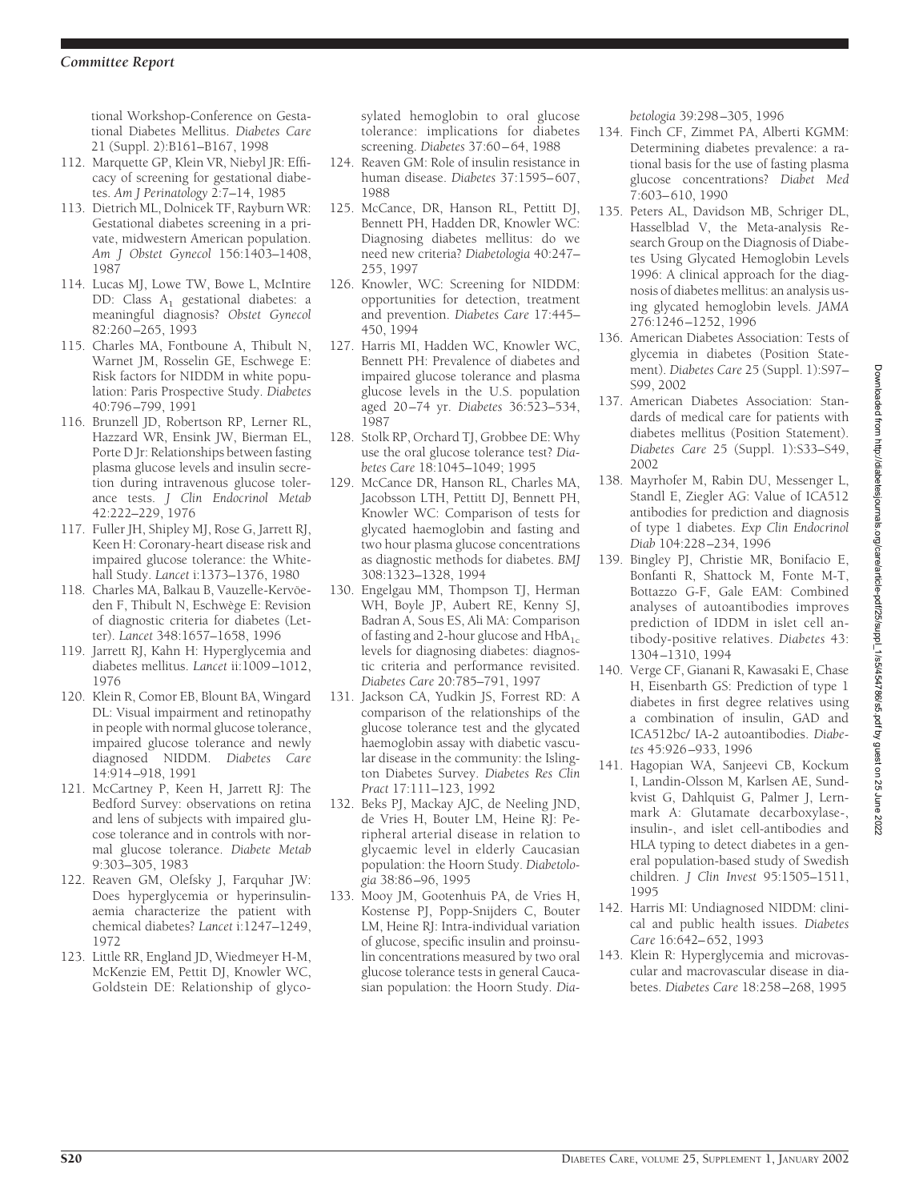tional Workshop-Conference on Gestational Diabetes Mellitus. *Diabetes Care* 21 (Suppl. 2):B161–B167, 1998

112. Marquette GP, Klein VR, Niebyl JR: Efficacy of screening for gestational diabetes. *Am J Perinatology* 2:7–14, 1985
113. Dietrich ML, Dolnicek TF, Rayburn WR: Gestational diabetes screening in a private, midwestern American population. *Am J Obstet Gynecol* 156:1403–1408, 1987
114. Lucas MJ, Lowe TW, Bowe L, McIntire DD: Class $A_1$ gestational diabetes: a meaningful diagnosis? *Obstet Gynecol* 82:260–265, 1993
115. Charles MA, Fontboune A, Thibult N, Warnet JM, Rosselin GE, Eschwege E: Risk factors for NIDDM in white population: Paris Prospective Study. *Diabetes* 40:796–799, 1991
116. Brunzell JD, Robertson RP, Lerner RL, Hazzard WR, Ensink JW, Bierman EL, Porte D Jr: Relationships between fasting plasma glucose levels and insulin secretion during intravenous glucose tolerance tests. *J Clin Endocrinol Metab* 42:222–229, 1976
117. Fuller JH, Shipley MJ, Rose G, Jarrett RJ, Keen H: Coronary-heart disease risk and impaired glucose tolerance: the Whitehall Study. *Lancet* i:1373–1376, 1980
118. Charles MA, Balkau B, Vauzelle-Kervöeden F, Thibult N, Eschwège E: Revision of diagnostic criteria for diabetes (Letter). *Lancet* 348:1657–1658, 1996
119. Jarrett RJ, Kahn H: Hyperglycemia and diabetes mellitus. *Lancet* ii:1009–1012, 1976
120. Klein R, Comor EB, Blount BA, Wingard DL: Visual impairment and retinopathy in people with normal glucose tolerance, impaired glucose tolerance and newly diagnosed NIDDM. *Diabetes Care* 14:914–918, 1991
121. McCartney P, Keen H, Jarrett RJ: The Bedford Survey: observations on retina and lens of subjects with impaired glucose tolerance and in controls with normal glucose tolerance. *Diabete Metab* 9:303–305, 1983
122. Reaven GM, Olefsky J, Farquhar JW: Does hyperglycemia or hyperinsulinaemia characterize the patient with chemical diabetes? *Lancet* i:1247–1249, 1972
123. Little RR, England JD, Wiedmeyer H-M, McKenzie EM, Pettit DJ, Knowler WC, Goldstein DE: Relationship of glycosylated hemoglobin to oral glucose tolerance: implications for diabetes screening. *Diabetes* 37:60–64, 1988
124. Reaven GM: Role of insulin resistance in human disease. *Diabetes* 37:1595–607, 1988
125. McCance, DR, Hanson RL, Pettitt DJ, Bennett PH, Hadden DR, Knowler WC: Diagnosing diabetes mellitus: do we need new criteria? *Diabetologia* 40:247–255, 1997
126. Knowler, WC: Screening for NIDDM: opportunities for detection, treatment and prevention. *Diabetes Care* 17:445–450, 1994
127. Harris MI, Hadden WC, Knowler WC, Bennett PH: Prevalence of diabetes and impaired glucose tolerance and plasma glucose levels in the U.S. population aged 20–74 yr. *Diabetes* 36:523–534, 1987
128. Stolk RP, Orchard TJ, Grobbee DE: Why use the oral glucose tolerance test? *Diabetes Care* 18:1045–1049; 1995
129. McCance DR, Hanson RL, Charles MA, Jacobsson LTH, Pettitt DJ, Bennett PH, Knowler WC: Comparison of tests for glycated haemoglobin and fasting and two hour plasma glucose concentrations as diagnostic methods for diabetes. *BMJ* 308:1323–1328, 1994
130. Engelgau MM, Thompson TJ, Herman WH, Boyle JP, Aubert RE, Kenny SJ, Badran A, Sous ES, Ali MA: Comparison of fasting and 2-hour glucose and $HbA_{1c}$ levels for diagnosing diabetes: diagnostic criteria and performance revisited. *Diabetes Care* 20:785–791, 1997
131. Jackson CA, Yudkin JS, Forrest RD: A comparison of the relationships of the glucose tolerance test and the glycated haemoglobin assay with diabetic vascular disease in the community: the Islington Diabetes Survey. *Diabetes Res Clin Pract* 17:111–123, 1992
132. Beks PJ, Mackay AJC, de Neeling JND, de Vries H, Bouter LM, Heine RJ: Peripheral arterial disease in relation to glycaemic level in elderly Caucasian population: the Hoorn Study. *Diabetologia* 38:86–96, 1995
133. Mooy JM, Gootenhuis PA, de Vries H, Kostense PJ, Popp-Snijders C, Bouter LM, Heine RJ: Intra-individual variation of glucose, specific insulin and proinsulin concentrations measured by two oral glucose tolerance tests in general Caucasian population: the Hoorn Study. *Diabetologia* 39:298–305, 1996
134. Finch CF, Zimmet PA, Alberti KGMM: Determining diabetes prevalence: a rational basis for the use of fasting plasma glucose concentrations? *Diabet Med* 7:603–610, 1990
135. Peters AL, Davidson MB, Schriger DL, Hasselblad V, the Meta-analysis Research Group on the Diagnosis of Diabetes Using Glycated Hemoglobin Levels 1996: A clinical approach for the diagnosis of diabetes mellitus: an analysis using glycated hemoglobin levels. *JAMA* 276:1246–1252, 1996
136. American Diabetes Association: Tests of glycemia in diabetes (Position Statement). *Diabetes Care* 25 (Suppl. 1):S97–S99, 2002
137. American Diabetes Association: Standards of medical care for patients with diabetes mellitus (Position Statement). *Diabetes Care* 25 (Suppl. 1):S33–S49, 2002
138. Mayrhofer M, Rabin DU, Messenger L, Standl E, Ziegler AG: Value of ICA512 antibodies for prediction and diagnosis of type 1 diabetes. *Exp Clin Endocrinol Diab* 104:228–234, 1996
139. Bingley PJ, Christie MR, Bonifacio E, Bonfanti R, Shattock M, Fonte M-T, Bottazzo G-F, Gale EAM: Combined analyses of autoantibodies improves prediction of IDDM in islet cell antibody-positive relatives. *Diabetes* 43: 1304–1310, 1994
140. Verge CF, Gianani R, Kawasaki E, Chase H, Eisenbarth GS: Prediction of type 1 diabetes in first degree relatives using a combination of insulin, GAD and ICA512bc/ IA-2 autoantibodies. *Diabetes* 45:926–933, 1996
141. Hagopian WA, Sanjeevi CB, Kockum I, Landin-Olsson M, Karlsen AE, Sundkvist G, Dahlquist G, Palmer J, Lernmark A: Glutamate decarboxylase-, insulin-, and islet cell-antibodies and HLA typing to detect diabetes in a general population-based study of Swedish children. *J Clin Invest* 95:1505–1511, 1995
142. Harris MI: Undiagnosed NIDDM: clinical and public health issues. *Diabetes Care* 16:642–652, 1993
143. Klein R: Hyperglycemia and microvascular and macrovascular disease in diabetes. *Diabetes Care* 18:258–268, 1995